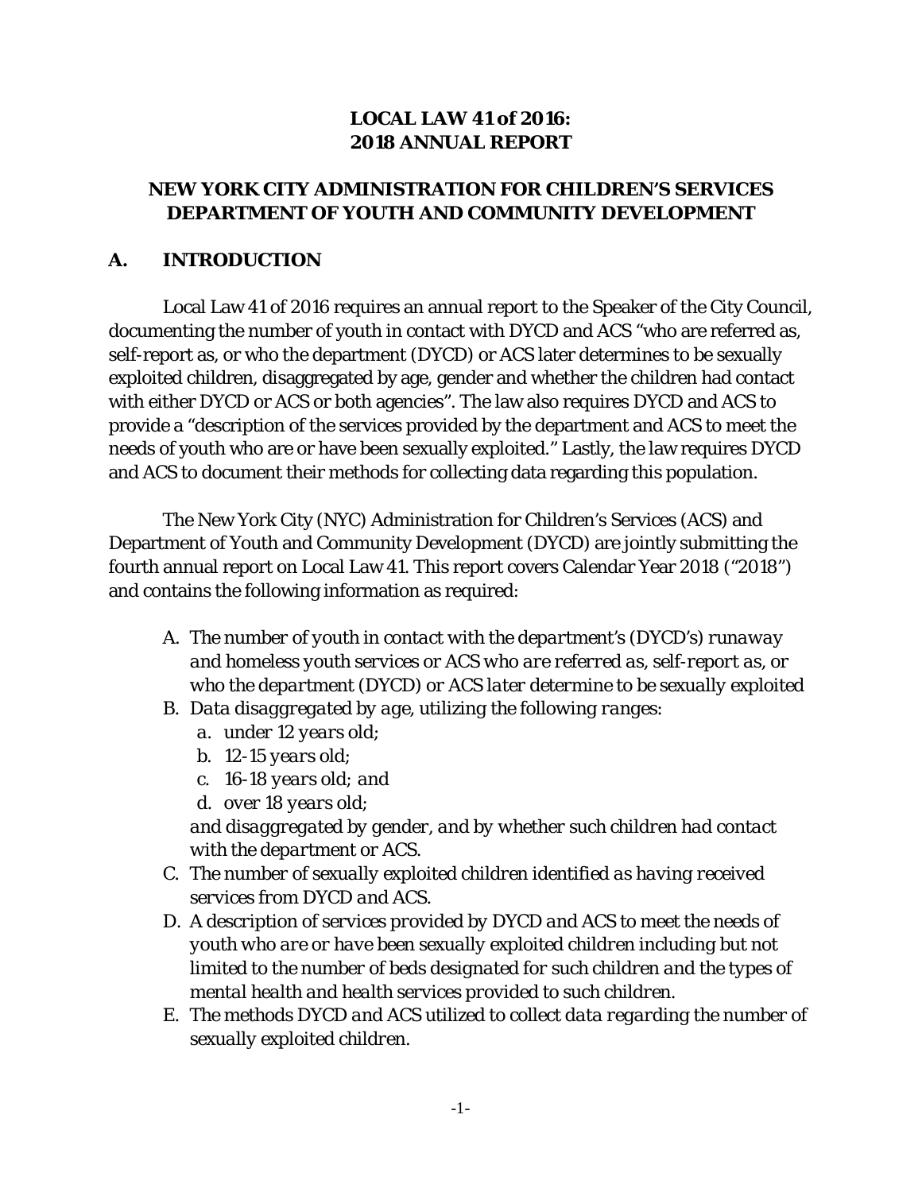# LOCAL LAW 41 of 2016: 2018 ANNUAL REPORT

## NEW YORK CITY ADMINISTRATION FOR CHILDREN'S SERVICES DEPARTMENT OF YOUTH AND COMMUNITY DEVELOPMENT

## A. INTRODUCTION

Local Law 41 of 2016 requires an annual report to the Speaker of the City Council, documenting the number of youth in contact with DYCD and ACS "who are referred as, self-report as, or who the department (DYCD) or ACS later determines to be sexually exploited children, disaggregated by age, gender and whether the children had contact with either DYCD or ACS or both agencies". The law also requires DYCD and ACS to provide a "description of the services provided by the department and ACS to meet the needs of youth who are or have been sexually exploited." Lastly, the law requires DYCD and ACS to document their methods for collecting data regarding this population.

The New York City (NYC) Administration for Children's Services (ACS) and Department of Youth and Community Development (DYCD) are jointly submitting the fourth annual report on Local Law 41. This report covers Calendar Year 2018 ("2018") and contains the following information as required:

A. *The number of youth in contact with the department's (DYCD's) runaway and homeless youth services or ACS who are referred as, self-report as, or who the department (DYCD) or ACS later determine to be sexually exploited*
B. *Data disaggregated by age, utilizing the following ranges:*
   a. *under 12 years old;*
   b. *12-15 years old;*
   c. *16-18 years old; and*
   d. *over 18 years old;*

   *and disaggregated by gender, and by whether such children had contact with the department or ACS.*
C. *The number of sexually exploited children identified as having received services from DYCD and ACS.*
D. *A description of services provided by DYCD and ACS to meet the needs of youth who are or have been sexually exploited children including but not limited to the number of beds designated for such children and the types of mental health and health services provided to such children.*
E. *The methods DYCD and ACS utilized to collect data regarding the number of sexually exploited children.*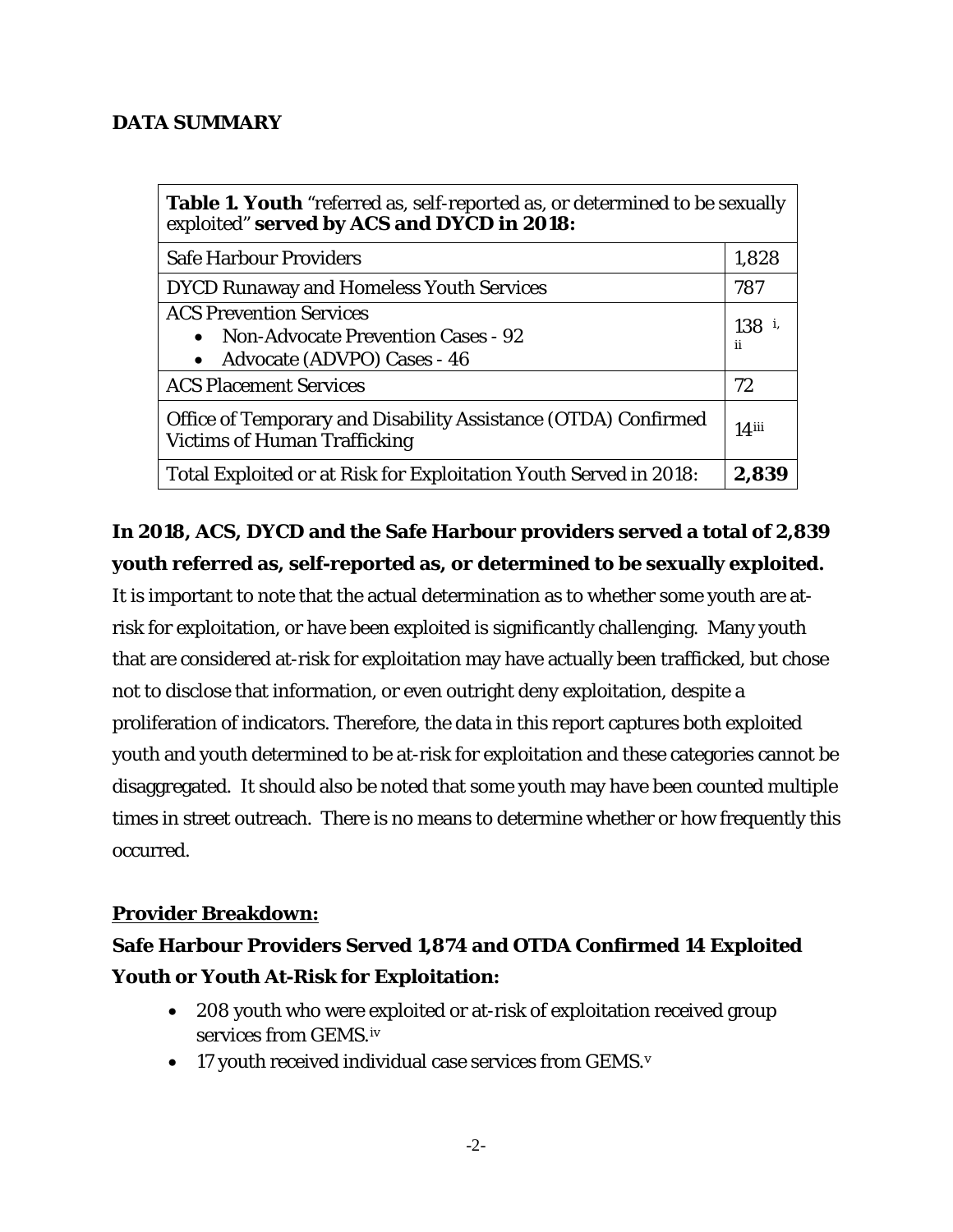## DATA SUMMARY

| **Table 1. Youth** "referred as, self-reported as, or determined to be sexually exploited" **served by ACS and DYCD in 2018:** | |
|---|---|
| Safe Harbour Providers | 1,828 |
| DYCD Runaway and Homeless Youth Services | 787 |
| ACS Prevention Services<br>• Non-Advocate Prevention Cases - 92<br>• Advocate (ADVPO) Cases - 46 | 138 [i, ii] |
| ACS Placement Services | 72 |
| Office of Temporary and Disability Assistance (OTDA) Confirmed Victims of Human Trafficking | 14[iii] |
| Total Exploited or at Risk for Exploitation Youth Served in 2018: | **2,839** |

**In 2018, ACS, DYCD and the Safe Harbour providers served a total of 2,839 youth referred as, self-reported as, or determined to be sexually exploited.** It is important to note that the actual determination as to whether some youth are at-risk for exploitation, or have been exploited is significantly challenging. Many youth that are considered at-risk for exploitation may have actually been trafficked, but chose not to disclose that information, or even outright deny exploitation, despite a proliferation of indicators. Therefore, the data in this report captures both exploited youth and youth determined to be at-risk for exploitation and these categories cannot be disaggregated. It should also be noted that some youth may have been counted multiple times in street outreach. There is no means to determine whether or how frequently this occurred.

**<u>Provider Breakdown:</u>**

**Safe Harbour Providers Served 1,874 and OTDA Confirmed 14 Exploited Youth or Youth At-Risk for Exploitation:**

- 208 youth who were exploited or at-risk of exploitation received group services from GEMS.[iv]
- 17 youth received individual case services from GEMS.[v]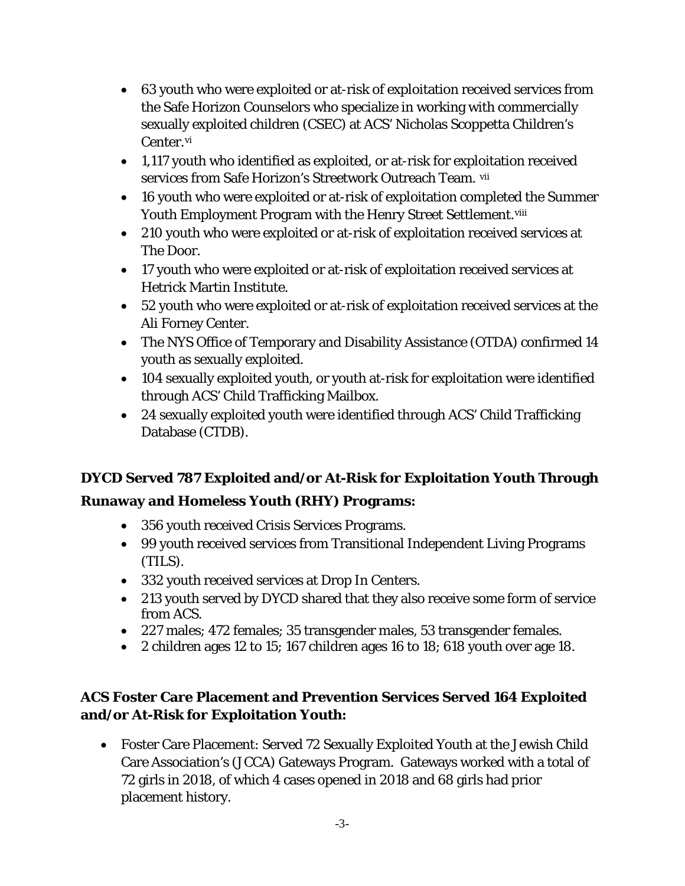- 63 youth who were exploited or at-risk of exploitation received services from the Safe Horizon Counselors who specialize in working with commercially sexually exploited children (CSEC) at ACS' Nicholas Scoppetta Children's Center.[vi]
- 1,117 youth who identified as exploited, or at-risk for exploitation received services from Safe Horizon's Streetwork Outreach Team. [vii]
- 16 youth who were exploited or at-risk of exploitation completed the Summer Youth Employment Program with the Henry Street Settlement.[viii]
- 210 youth who were exploited or at-risk of exploitation received services at The Door.
- 17 youth who were exploited or at-risk of exploitation received services at Hetrick Martin Institute.
- 52 youth who were exploited or at-risk of exploitation received services at the Ali Forney Center.
- The NYS Office of Temporary and Disability Assistance (OTDA) confirmed 14 youth as sexually exploited.
- 104 sexually exploited youth, or youth at-risk for exploitation were identified through ACS' Child Trafficking Mailbox.
- 24 sexually exploited youth were identified through ACS' Child Trafficking Database (CTDB).

**DYCD Served 787 Exploited and/or At-Risk for Exploitation Youth Through Runaway and Homeless Youth (RHY) Programs:**

- 356 youth received Crisis Services Programs.
- 99 youth received services from Transitional Independent Living Programs (TILS).
- 332 youth received services at Drop In Centers.
- 213 youth served by DYCD shared that they also receive some form of service from ACS.
- 227 males; 472 females; 35 transgender males, 53 transgender females.
- 2 children ages 12 to 15; 167 children ages 16 to 18; 618 youth over age 18.

**ACS Foster Care Placement and Prevention Services Served 164 Exploited and/or At-Risk for Exploitation Youth:**

- Foster Care Placement: Served 72 Sexually Exploited Youth at the Jewish Child Care Association's (JCCA) Gateways Program. Gateways worked with a total of 72 girls in 2018, of which 4 cases opened in 2018 and 68 girls had prior placement history.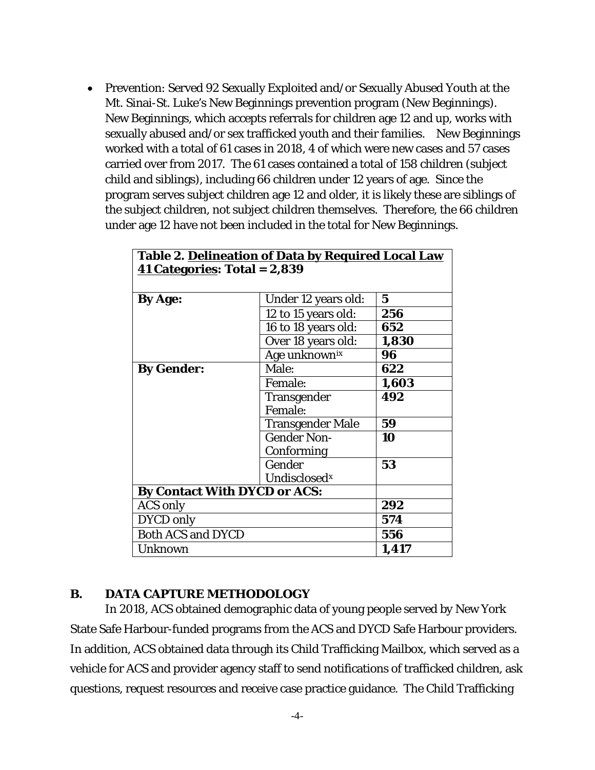- Prevention: Served 92 Sexually Exploited and/or Sexually Abused Youth at the Mt. Sinai-St. Luke's New Beginnings prevention program (New Beginnings). New Beginnings, which accepts referrals for children age 12 and up, works with sexually abused and/or sex trafficked youth and their families. New Beginnings worked with a total of 61 cases in 2018, 4 of which were new cases and 57 cases carried over from 2017. The 61 cases contained a total of 158 children (subject child and siblings), including 66 children under 12 years of age. Since the program serves subject children age 12 and older, it is likely these are siblings of the subject children, not subject children themselves. Therefore, the 66 children under age 12 have not been included in the total for New Beginnings.

| **Table 2. Delineation of Data by Required Local Law 41 Categories: Total = 2,839** | | |
|---|---|---|
| **By Age:** | Under 12 years old: | **5** |
| | 12 to 15 years old: | **256** |
| | 16 to 18 years old: | **652** |
| | Over 18 years old: | **1,830** |
| | Age unknown[ix] | **96** |
| **By Gender:** | Male: | **622** |
| | Female: | **1,603** |
| | Transgender Female: | **492** |
| | Transgender Male | **59** |
| | Gender Non-Conforming | **10** |
| | Gender Undisclosed[x] | **53** |
| **By Contact With DYCD or ACS:** | | |
| ACS only | | **292** |
| DYCD only | | **574** |
| Both ACS and DYCD | | **556** |
| Unknown | | **1,417** |

## B. DATA CAPTURE METHODOLOGY

In 2018, ACS obtained demographic data of young people served by New York State Safe Harbour-funded programs from the ACS and DYCD Safe Harbour providers. In addition, ACS obtained data through its Child Trafficking Mailbox, which served as a vehicle for ACS and provider agency staff to send notifications of trafficked children, ask questions, request resources and receive case practice guidance. The Child Trafficking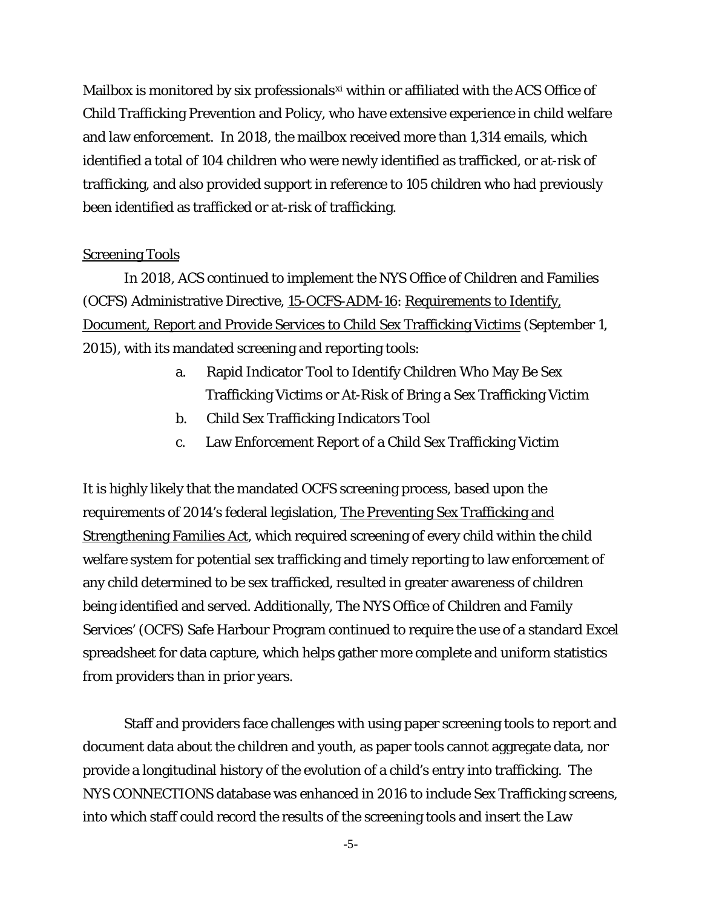Mailbox is monitored by six professionals[xi] within or affiliated with the ACS Office of Child Trafficking Prevention and Policy, who have extensive experience in child welfare and law enforcement. In 2018, the mailbox received more than 1,314 emails, which identified a total of 104 children who were newly identified as trafficked, or at-risk of trafficking, and also provided support in reference to 105 children who had previously been identified as trafficked or at-risk of trafficking.

Screening Tools

In 2018, ACS continued to implement the NYS Office of Children and Families (OCFS) Administrative Directive, 15-OCFS-ADM-16: Requirements to Identify, Document, Report and Provide Services to Child Sex Trafficking Victims (September 1, 2015), with its mandated screening and reporting tools:

a. Rapid Indicator Tool to Identify Children Who May Be Sex Trafficking Victims or At-Risk of Bring a Sex Trafficking Victim
b. Child Sex Trafficking Indicators Tool
c. Law Enforcement Report of a Child Sex Trafficking Victim

It is highly likely that the mandated OCFS screening process, based upon the requirements of 2014's federal legislation, The Preventing Sex Trafficking and Strengthening Families Act, which required screening of every child within the child welfare system for potential sex trafficking and timely reporting to law enforcement of any child determined to be sex trafficked, resulted in greater awareness of children being identified and served. Additionally, The NYS Office of Children and Family Services' (OCFS) Safe Harbour Program continued to require the use of a standard Excel spreadsheet for data capture, which helps gather more complete and uniform statistics from providers than in prior years.

Staff and providers face challenges with using paper screening tools to report and document data about the children and youth, as paper tools cannot aggregate data, nor provide a longitudinal history of the evolution of a child's entry into trafficking. The NYS CONNECTIONS database was enhanced in 2016 to include Sex Trafficking screens, into which staff could record the results of the screening tools and insert the Law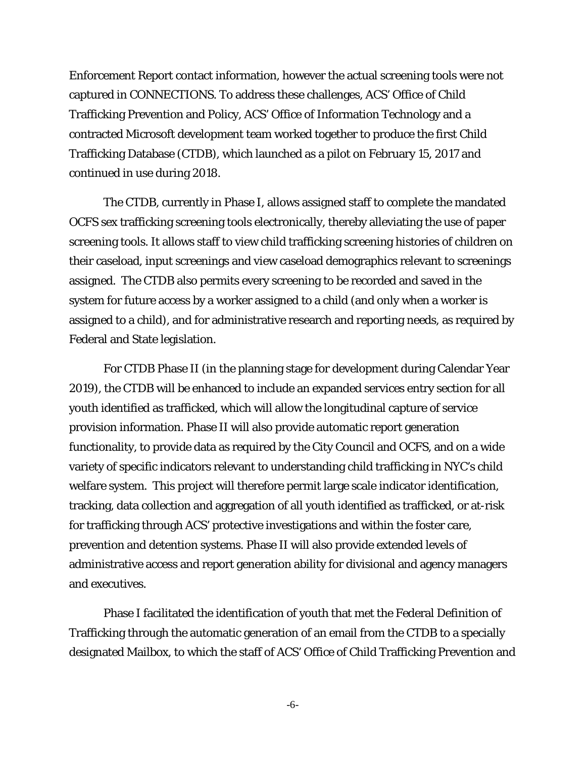Enforcement Report contact information, however the actual screening tools were not captured in CONNECTIONS. To address these challenges, ACS' Office of Child Trafficking Prevention and Policy, ACS' Office of Information Technology and a contracted Microsoft development team worked together to produce the first Child Trafficking Database (CTDB), which launched as a pilot on February 15, 2017 and continued in use during 2018.

The CTDB, currently in Phase I, allows assigned staff to complete the mandated OCFS sex trafficking screening tools electronically, thereby alleviating the use of paper screening tools. It allows staff to view child trafficking screening histories of children on their caseload, input screenings and view caseload demographics relevant to screenings assigned. The CTDB also permits every screening to be recorded and saved in the system for future access by a worker assigned to a child (and only when a worker is assigned to a child), and for administrative research and reporting needs, as required by Federal and State legislation.

For CTDB Phase II (in the planning stage for development during Calendar Year 2019), the CTDB will be enhanced to include an expanded services entry section for all youth identified as trafficked, which will allow the longitudinal capture of service provision information. Phase II will also provide automatic report generation functionality, to provide data as required by the City Council and OCFS, and on a wide variety of specific indicators relevant to understanding child trafficking in NYC's child welfare system. This project will therefore permit large scale indicator identification, tracking, data collection and aggregation of all youth identified as trafficked, or at-risk for trafficking through ACS' protective investigations and within the foster care, prevention and detention systems. Phase II will also provide extended levels of administrative access and report generation ability for divisional and agency managers and executives.

Phase I facilitated the identification of youth that met the Federal Definition of Trafficking through the automatic generation of an email from the CTDB to a specially designated Mailbox, to which the staff of ACS' Office of Child Trafficking Prevention and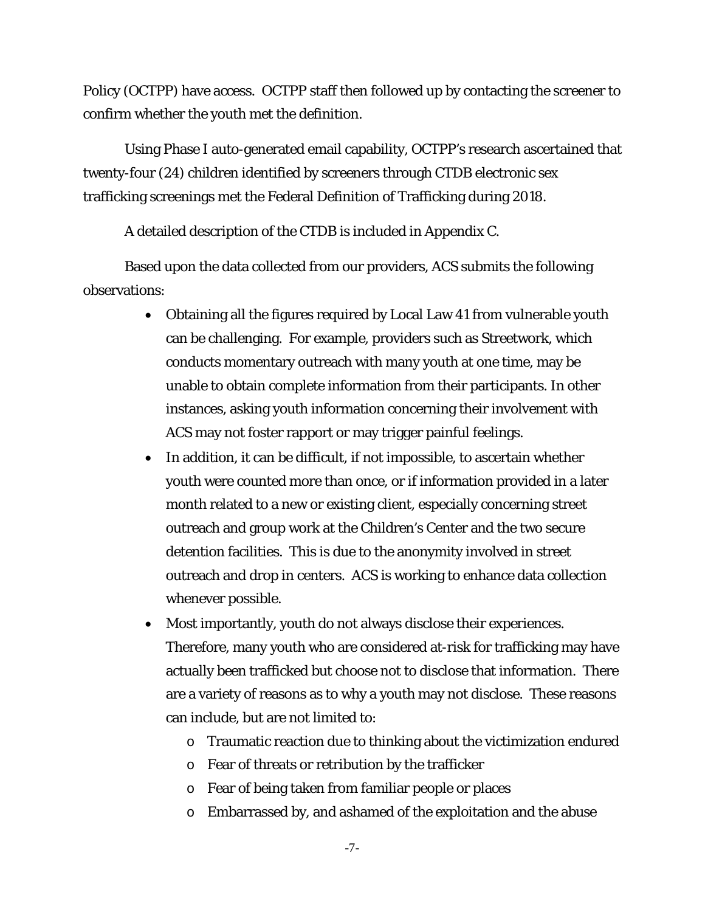Policy (OCTPP) have access. OCTPP staff then followed up by contacting the screener to confirm whether the youth met the definition.

Using Phase I auto-generated email capability, OCTPP's research ascertained that twenty-four (24) children identified by screeners through CTDB electronic sex trafficking screenings met the Federal Definition of Trafficking during 2018.

A detailed description of the CTDB is included in Appendix C.

Based upon the data collected from our providers, ACS submits the following observations:

- Obtaining all the figures required by Local Law 41 from vulnerable youth can be challenging. For example, providers such as Streetwork, which conducts momentary outreach with many youth at one time, may be unable to obtain complete information from their participants. In other instances, asking youth information concerning their involvement with ACS may not foster rapport or may trigger painful feelings.
- In addition, it can be difficult, if not impossible, to ascertain whether youth were counted more than once, or if information provided in a later month related to a new or existing client, especially concerning street outreach and group work at the Children's Center and the two secure detention facilities. This is due to the anonymity involved in street outreach and drop in centers. ACS is working to enhance data collection whenever possible.
- Most importantly, youth do not always disclose their experiences. Therefore, many youth who are considered at-risk for trafficking may have actually been trafficked but choose not to disclose that information. There are a variety of reasons as to why a youth may not disclose. These reasons can include, but are not limited to:
    - Traumatic reaction due to thinking about the victimization endured
    - Fear of threats or retribution by the trafficker
    - Fear of being taken from familiar people or places
    - Embarrassed by, and ashamed of the exploitation and the abuse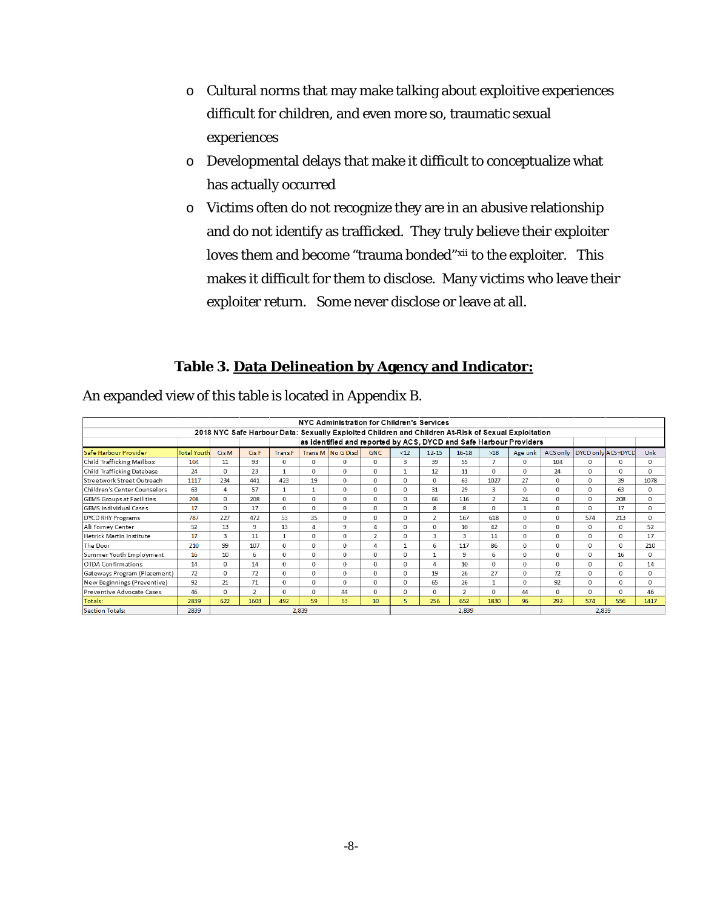- Cultural norms that may make talking about exploitive experiences difficult for children, and even more so, traumatic sexual experiences
- Developmental delays that make it difficult to conceptualize what has actually occurred
- Victims often do not recognize they are in an abusive relationship and do not identify as trafficked. They truly believe their exploiter loves them and become "trauma bonded"[xii] to the exploiter. This makes it difficult for them to disclose. Many victims who leave their exploiter return. Some never disclose or leave at all.

### Table 3. Data Delineation by Agency and Indicator:

An expanded view of this table is located in Appendix B.

| NYC Administration for Children's Services | | | | | | | | | | | | | | | | | |
|---|---|---|---|---|---|---|---|---|---|---|---|---|---|---|---|---|---|
| 2018 NYC Safe Harbour Data: Sexually Exploited Children and Children At-Risk of Sexual Exploitation | | | | | | | | | | | | | | | | | |
| as identified and reported by ACS, DYCD and Safe Harbour Providers | | | | | | | | | | | | | | | | | |
| Safe Harbour Provider | Total Youth | Cis M | Cis F | Trans F | Trans M | No G Discl | GNC | <12 | 12-15 | 16-18 | >18 | Age unk | ACS only | DYCD only | ACS+DYCD | Unk |
| Child Trafficking Mailbox | 104 | 11 | 93 | 0 | 0 | 0 | 0 | 3 | 39 | 55 | 7 | 0 | 104 | 0 | 0 | 0 |
| Child Trafficking Database | 24 | 0 | 23 | 1 | 0 | 0 | 0 | 1 | 12 | 11 | 0 | 0 | 24 | 0 | 0 | 0 |
| Streetwork Street Outreach | 1117 | 234 | 441 | 423 | 19 | 0 | 0 | 0 | 0 | 63 | 1027 | 27 | 0 | 0 | 39 | 1078 |
| Children's Center Counselors | 63 | 4 | 57 | 1 | 1 | 0 | 0 | 0 | 31 | 29 | 3 | 0 | 0 | 0 | 63 | 0 |
| GEMS Groups at Facilities | 208 | 0 | 208 | 0 | 0 | 0 | 0 | 0 | 66 | 116 | 2 | 24 | 0 | 0 | 208 | 0 |
| GEMS Individual Cases | 17 | 0 | 17 | 0 | 0 | 0 | 0 | 0 | 8 | 8 | 0 | 1 | 0 | 0 | 17 | 0 |
| DYCD RHY Programs | 787 | 227 | 472 | 53 | 35 | 0 | 0 | 0 | 2 | 167 | 618 | 0 | 0 | 574 | 213 | 0 |
| Ali Forney Center | 52 | 13 | 9 | 13 | 4 | 9 | 4 | 0 | 0 | 10 | 42 | 0 | 0 | 0 | 0 | 52 |
| Hetrick Martin Institute | 17 | 3 | 11 | 1 | 0 | 0 | 2 | 0 | 3 | 3 | 11 | 0 | 0 | 0 | 0 | 17 |
| The Door | 210 | 99 | 107 | 0 | 0 | 0 | 4 | 1 | 6 | 117 | 86 | 0 | 0 | 0 | 0 | 210 |
| Summer Youth Employment | 16 | 10 | 6 | 0 | 0 | 0 | 0 | 0 | 1 | 9 | 6 | 0 | 0 | 0 | 16 | 0 |
| OTDA Confirmations | 14 | 0 | 14 | 0 | 0 | 0 | 0 | 0 | 4 | 10 | 0 | 0 | 0 | 0 | 0 | 14 |
| Gateways Program (Placement) | 72 | 0 | 72 | 0 | 0 | 0 | 0 | 0 | 19 | 26 | 27 | 0 | 72 | 0 | 0 | 0 |
| New Beginnings (Preventive) | 92 | 21 | 71 | 0 | 0 | 0 | 0 | 0 | 65 | 26 | 1 | 0 | 92 | 0 | 0 | 0 |
| Preventive Advocate Cases | 46 | 0 | 2 | 0 | 0 | 44 | 0 | 0 | 0 | 2 | 0 | 44 | 0 | 0 | 0 | 46 |
| Totals: | 2839 | 622 | 1603 | 492 | 59 | 53 | 10 | 5 | 256 | 652 | 1830 | 96 | 292 | 574 | 556 | 1417 |
| Section Totals: | 2839 | 2,839 | | | | | | 2,839 | | | | | 2,839 | | | |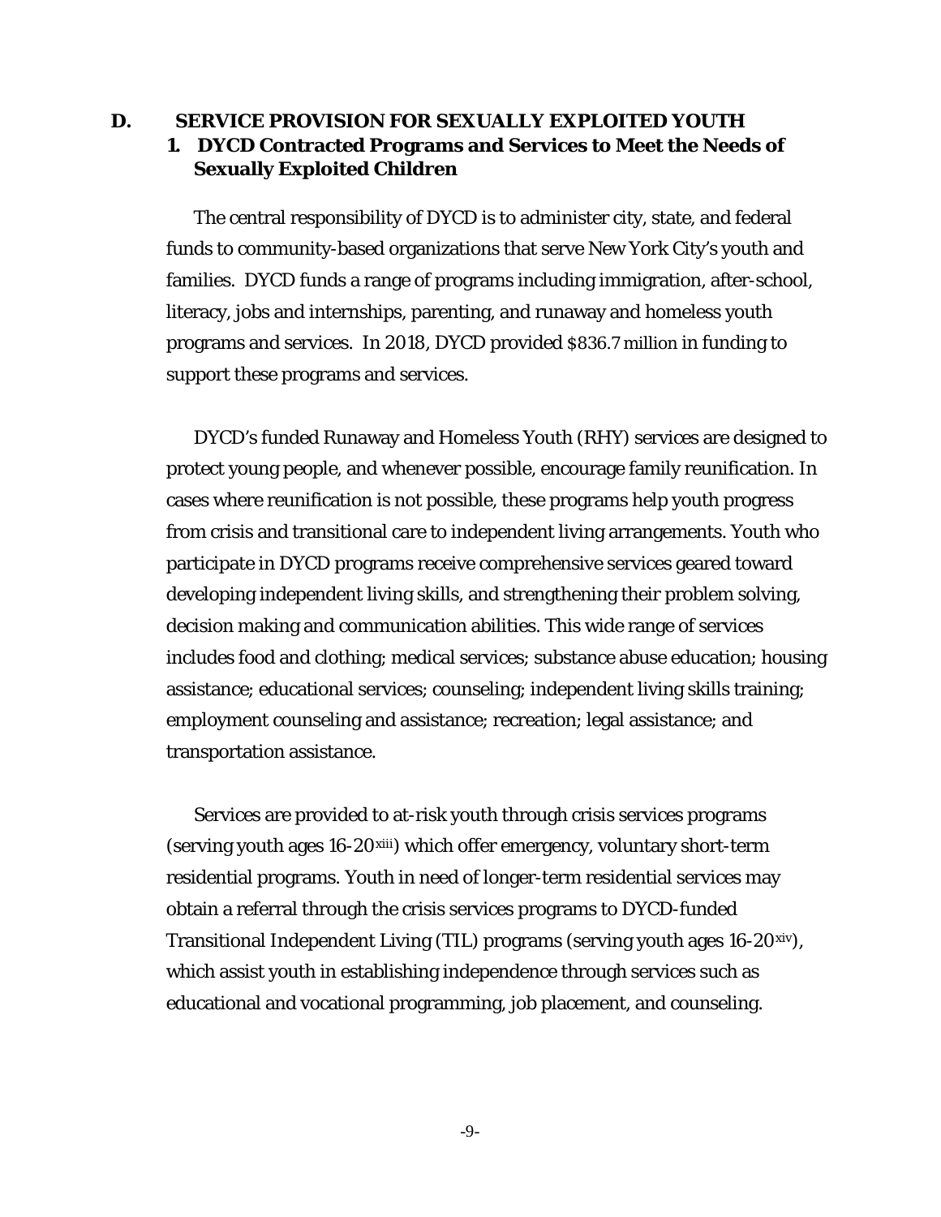## D. SERVICE PROVISION FOR SEXUALLY EXPLOITED YOUTH

### 1. DYCD Contracted Programs and Services to Meet the Needs of Sexually Exploited Children

The central responsibility of DYCD is to administer city, state, and federal funds to community-based organizations that serve New York City's youth and families. DYCD funds a range of programs including immigration, after-school, literacy, jobs and internships, parenting, and runaway and homeless youth programs and services. In 2018, DYCD provided $836.7 million in funding to support these programs and services.

DYCD's funded Runaway and Homeless Youth (RHY) services are designed to protect young people, and whenever possible, encourage family reunification. In cases where reunification is not possible, these programs help youth progress from crisis and transitional care to independent living arrangements. Youth who participate in DYCD programs receive comprehensive services geared toward developing independent living skills, and strengthening their problem solving, decision making and communication abilities. This wide range of services includes food and clothing; medical services; substance abuse education; housing assistance; educational services; counseling; independent living skills training; employment counseling and assistance; recreation; legal assistance; and transportation assistance.

Services are provided to at-risk youth through crisis services programs (serving youth ages 16-20[xiii]) which offer emergency, voluntary short-term residential programs. Youth in need of longer-term residential services may obtain a referral through the crisis services programs to DYCD-funded Transitional Independent Living (TIL) programs (serving youth ages 16-20[xiv]), which assist youth in establishing independence through services such as educational and vocational programming, job placement, and counseling.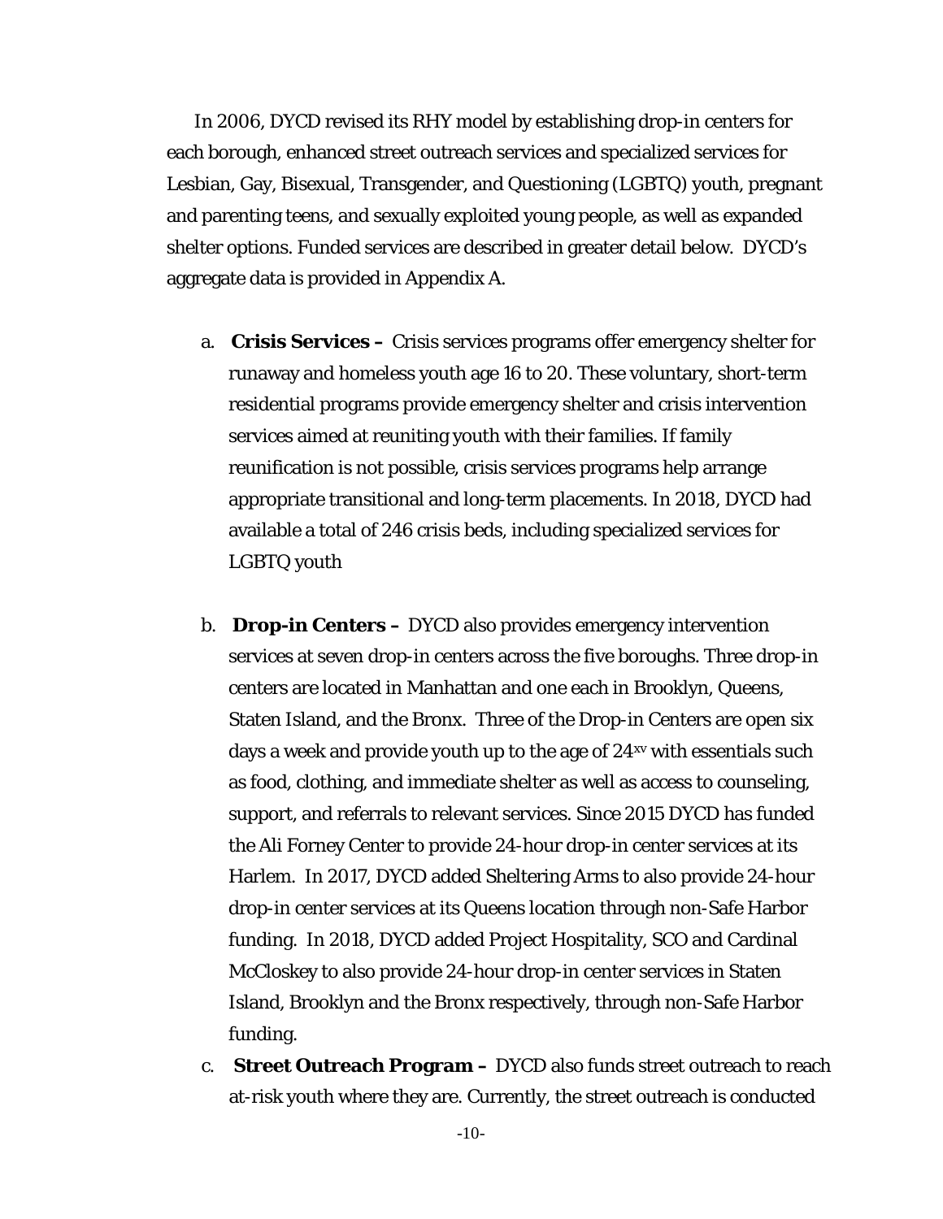In 2006, DYCD revised its RHY model by establishing drop-in centers for each borough, enhanced street outreach services and specialized services for Lesbian, Gay, Bisexual, Transgender, and Questioning (LGBTQ) youth, pregnant and parenting teens, and sexually exploited young people, as well as expanded shelter options. Funded services are described in greater detail below. DYCD's aggregate data is provided in Appendix A.

a. **Crisis Services –** Crisis services programs offer emergency shelter for runaway and homeless youth age 16 to 20. These voluntary, short-term residential programs provide emergency shelter and crisis intervention services aimed at reuniting youth with their families. If family reunification is not possible, crisis services programs help arrange appropriate transitional and long-term placements. In 2018, DYCD had available a total of 246 crisis beds, including specialized services for LGBTQ youth

b. **Drop-in Centers –** DYCD also provides emergency intervention services at seven drop-in centers across the five boroughs. Three drop-in centers are located in Manhattan and one each in Brooklyn, Queens, Staten Island, and the Bronx. Three of the Drop-in Centers are open six days a week and provide youth up to the age of 24[xv] with essentials such as food, clothing, and immediate shelter as well as access to counseling, support, and referrals to relevant services. Since 2015 DYCD has funded the Ali Forney Center to provide 24-hour drop-in center services at its Harlem. In 2017, DYCD added Sheltering Arms to also provide 24-hour drop-in center services at its Queens location through non-Safe Harbor funding. In 2018, DYCD added Project Hospitality, SCO and Cardinal McCloskey to also provide 24-hour drop-in center services in Staten Island, Brooklyn and the Bronx respectively, through non-Safe Harbor funding.

c. **Street Outreach Program –** DYCD also funds street outreach to reach at-risk youth where they are. Currently, the street outreach is conducted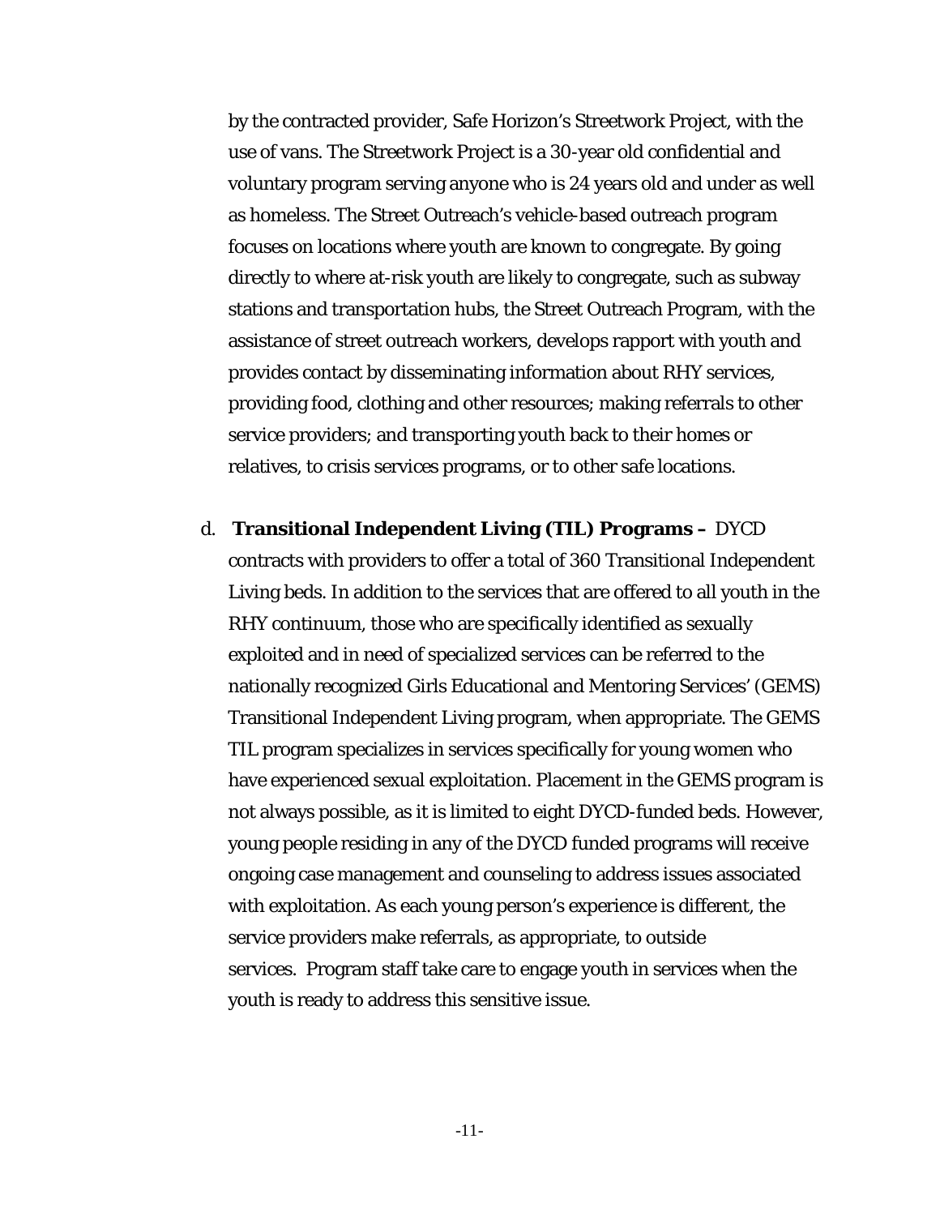by the contracted provider, Safe Horizon's Streetwork Project, with the use of vans. The Streetwork Project is a 30-year old confidential and voluntary program serving anyone who is 24 years old and under as well as homeless. The Street Outreach's vehicle-based outreach program focuses on locations where youth are known to congregate. By going directly to where at-risk youth are likely to congregate, such as subway stations and transportation hubs, the Street Outreach Program, with the assistance of street outreach workers, develops rapport with youth and provides contact by disseminating information about RHY services, providing food, clothing and other resources; making referrals to other service providers; and transporting youth back to their homes or relatives, to crisis services programs, or to other safe locations.

d. **Transitional Independent Living (TIL) Programs –** DYCD contracts with providers to offer a total of 360 Transitional Independent Living beds. In addition to the services that are offered to all youth in the RHY continuum, those who are specifically identified as sexually exploited and in need of specialized services can be referred to the nationally recognized Girls Educational and Mentoring Services' (GEMS) Transitional Independent Living program, when appropriate. The GEMS TIL program specializes in services specifically for young women who have experienced sexual exploitation. Placement in the GEMS program is not always possible, as it is limited to eight DYCD-funded beds. However, young people residing in any of the DYCD funded programs will receive ongoing case management and counseling to address issues associated with exploitation. As each young person's experience is different, the service providers make referrals, as appropriate, to outside services. Program staff take care to engage youth in services when the youth is ready to address this sensitive issue.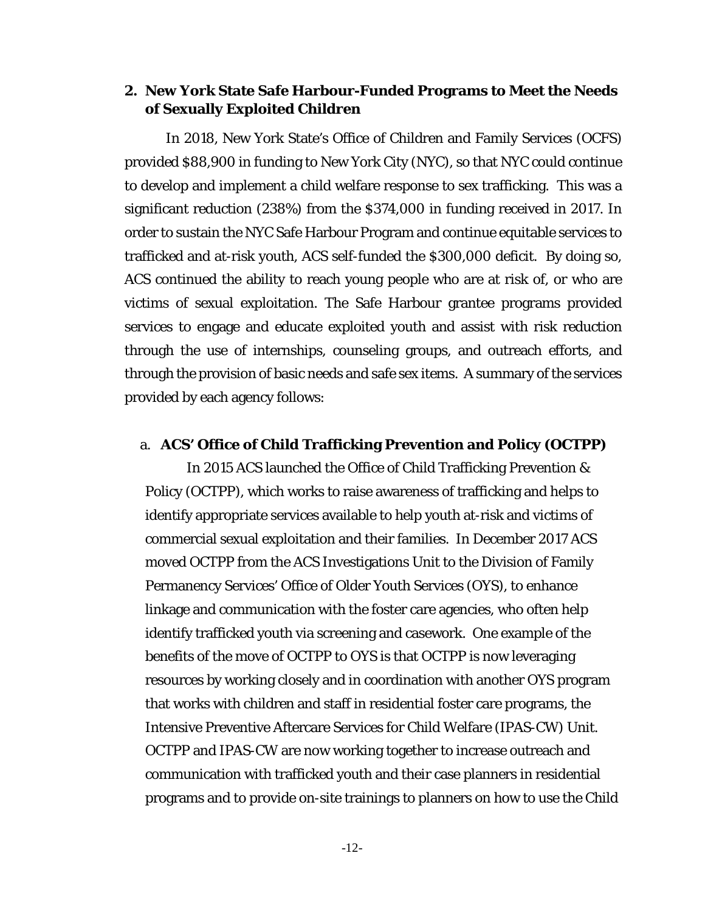## 2. New York State Safe Harbour-Funded Programs to Meet the Needs of Sexually Exploited Children

In 2018, New York State's Office of Children and Family Services (OCFS) provided $88,900 in funding to New York City (NYC), so that NYC could continue to develop and implement a child welfare response to sex trafficking. This was a significant reduction (238%) from the $374,000 in funding received in 2017. In order to sustain the NYC Safe Harbour Program and continue equitable services to trafficked and at-risk youth, ACS self-funded the $300,000 deficit. By doing so, ACS continued the ability to reach young people who are at risk of, or who are victims of sexual exploitation. The Safe Harbour grantee programs provided services to engage and educate exploited youth and assist with risk reduction through the use of internships, counseling groups, and outreach efforts, and through the provision of basic needs and safe sex items. A summary of the services provided by each agency follows:

### a. ACS' Office of Child Trafficking Prevention and Policy (OCTPP)

In 2015 ACS launched the Office of Child Trafficking Prevention & Policy (OCTPP), which works to raise awareness of trafficking and helps to identify appropriate services available to help youth at-risk and victims of commercial sexual exploitation and their families. In December 2017 ACS moved OCTPP from the ACS Investigations Unit to the Division of Family Permanency Services' Office of Older Youth Services (OYS), to enhance linkage and communication with the foster care agencies, who often help identify trafficked youth via screening and casework. One example of the benefits of the move of OCTPP to OYS is that OCTPP is now leveraging resources by working closely and in coordination with another OYS program that works with children and staff in residential foster care programs, the Intensive Preventive Aftercare Services for Child Welfare (IPAS-CW) Unit. OCTPP and IPAS-CW are now working together to increase outreach and communication with trafficked youth and their case planners in residential programs and to provide on-site trainings to planners on how to use the Child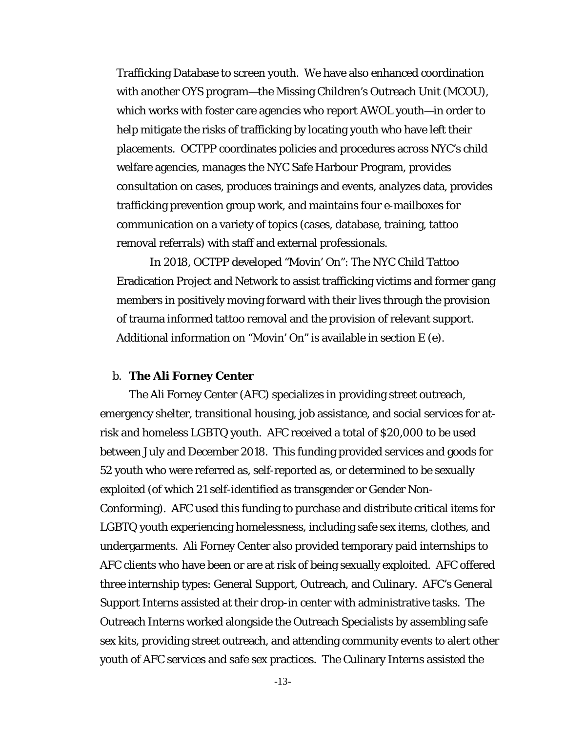Trafficking Database to screen youth. We have also enhanced coordination with another OYS program—the Missing Children's Outreach Unit (MCOU), which works with foster care agencies who report AWOL youth—in order to help mitigate the risks of trafficking by locating youth who have left their placements. OCTPP coordinates policies and procedures across NYC's child welfare agencies, manages the NYC Safe Harbour Program, provides consultation on cases, produces trainings and events, analyzes data, provides trafficking prevention group work, and maintains four e-mailboxes for communication on a variety of topics (cases, database, training, tattoo removal referrals) with staff and external professionals.

In 2018, OCTPP developed "Movin' On": The NYC Child Tattoo Eradication Project and Network to assist trafficking victims and former gang members in positively moving forward with their lives through the provision of trauma informed tattoo removal and the provision of relevant support. Additional information on "Movin' On" is available in section E (e).

b. **The Ali Forney Center**

The Ali Forney Center (AFC) specializes in providing street outreach, emergency shelter, transitional housing, job assistance, and social services for at-risk and homeless LGBTQ youth. AFC received a total of $20,000 to be used between July and December 2018. This funding provided services and goods for 52 youth who were referred as, self-reported as, or determined to be sexually exploited (of which 21 self-identified as transgender or Gender Non-Conforming). AFC used this funding to purchase and distribute critical items for LGBTQ youth experiencing homelessness, including safe sex items, clothes, and undergarments. Ali Forney Center also provided temporary paid internships to AFC clients who have been or are at risk of being sexually exploited. AFC offered three internship types: General Support, Outreach, and Culinary. AFC's General Support Interns assisted at their drop-in center with administrative tasks. The Outreach Interns worked alongside the Outreach Specialists by assembling safe sex kits, providing street outreach, and attending community events to alert other youth of AFC services and safe sex practices. The Culinary Interns assisted the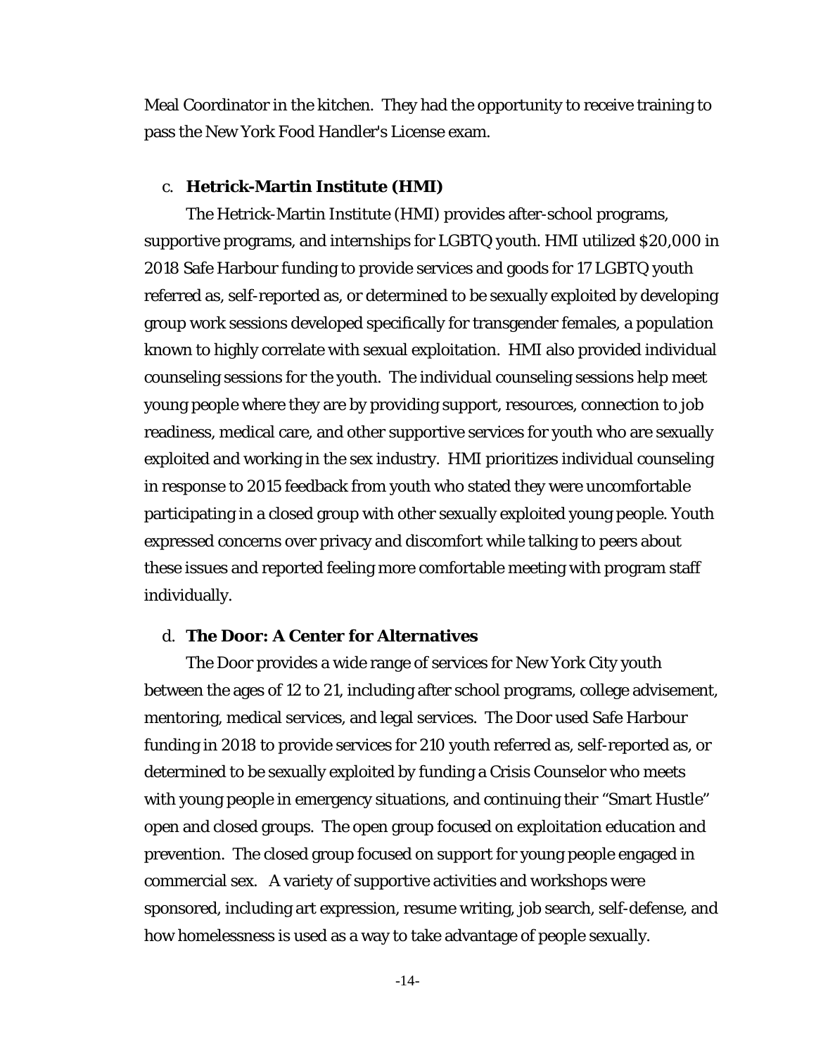Meal Coordinator in the kitchen. They had the opportunity to receive training to pass the New York Food Handler's License exam.

c. **Hetrick-Martin Institute (HMI)**

The Hetrick-Martin Institute (HMI) provides after-school programs, supportive programs, and internships for LGBTQ youth. HMI utilized $20,000 in 2018 Safe Harbour funding to provide services and goods for 17 LGBTQ youth referred as, self-reported as, or determined to be sexually exploited by developing group work sessions developed specifically for transgender females, a population known to highly correlate with sexual exploitation. HMI also provided individual counseling sessions for the youth. The individual counseling sessions help meet young people where they are by providing support, resources, connection to job readiness, medical care, and other supportive services for youth who are sexually exploited and working in the sex industry. HMI prioritizes individual counseling in response to 2015 feedback from youth who stated they were uncomfortable participating in a closed group with other sexually exploited young people. Youth expressed concerns over privacy and discomfort while talking to peers about these issues and reported feeling more comfortable meeting with program staff individually.

d. **The Door: A Center for Alternatives**

The Door provides a wide range of services for New York City youth between the ages of 12 to 21, including after school programs, college advisement, mentoring, medical services, and legal services. The Door used Safe Harbour funding in 2018 to provide services for 210 youth referred as, self-reported as, or determined to be sexually exploited by funding a Crisis Counselor who meets with young people in emergency situations, and continuing their "Smart Hustle" open and closed groups. The open group focused on exploitation education and prevention. The closed group focused on support for young people engaged in commercial sex. A variety of supportive activities and workshops were sponsored, including art expression, resume writing, job search, self-defense, and how homelessness is used as a way to take advantage of people sexually.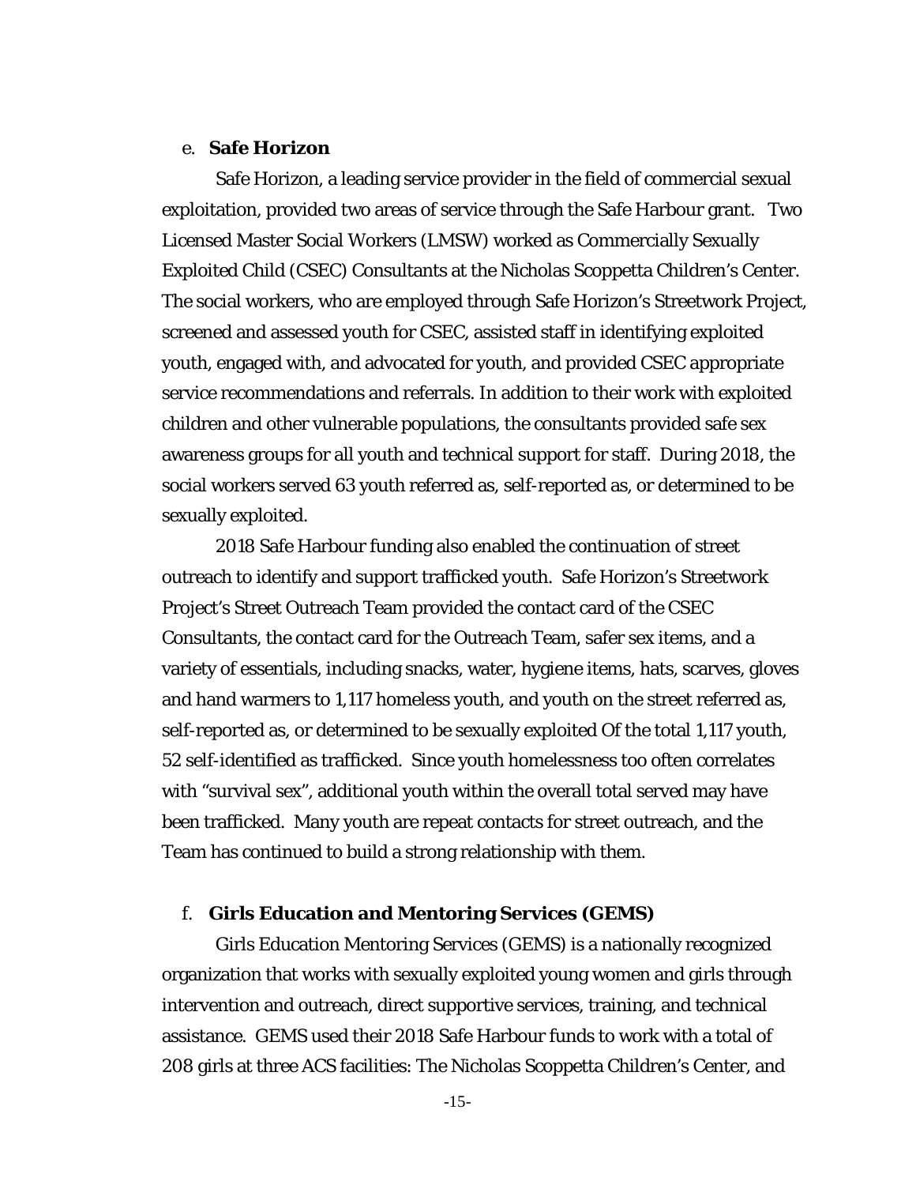e. **Safe Horizon**

Safe Horizon, a leading service provider in the field of commercial sexual exploitation, provided two areas of service through the Safe Harbour grant. Two Licensed Master Social Workers (LMSW) worked as Commercially Sexually Exploited Child (CSEC) Consultants at the Nicholas Scoppetta Children's Center. The social workers, who are employed through Safe Horizon's Streetwork Project, screened and assessed youth for CSEC, assisted staff in identifying exploited youth, engaged with, and advocated for youth, and provided CSEC appropriate service recommendations and referrals. In addition to their work with exploited children and other vulnerable populations, the consultants provided safe sex awareness groups for all youth and technical support for staff. During 2018, the social workers served 63 youth referred as, self-reported as, or determined to be sexually exploited.

2018 Safe Harbour funding also enabled the continuation of street outreach to identify and support trafficked youth. Safe Horizon's Streetwork Project's Street Outreach Team provided the contact card of the CSEC Consultants, the contact card for the Outreach Team, safer sex items, and a variety of essentials, including snacks, water, hygiene items, hats, scarves, gloves and hand warmers to 1,117 homeless youth, and youth on the street referred as, self-reported as, or determined to be sexually exploited Of the total 1,117 youth, 52 self-identified as trafficked. Since youth homelessness too often correlates with "survival sex", additional youth within the overall total served may have been trafficked. Many youth are repeat contacts for street outreach, and the Team has continued to build a strong relationship with them.

f. **Girls Education and Mentoring Services (GEMS)**

Girls Education Mentoring Services (GEMS) is a nationally recognized organization that works with sexually exploited young women and girls through intervention and outreach, direct supportive services, training, and technical assistance. GEMS used their 2018 Safe Harbour funds to work with a total of 208 girls at three ACS facilities: The Nicholas Scoppetta Children's Center, and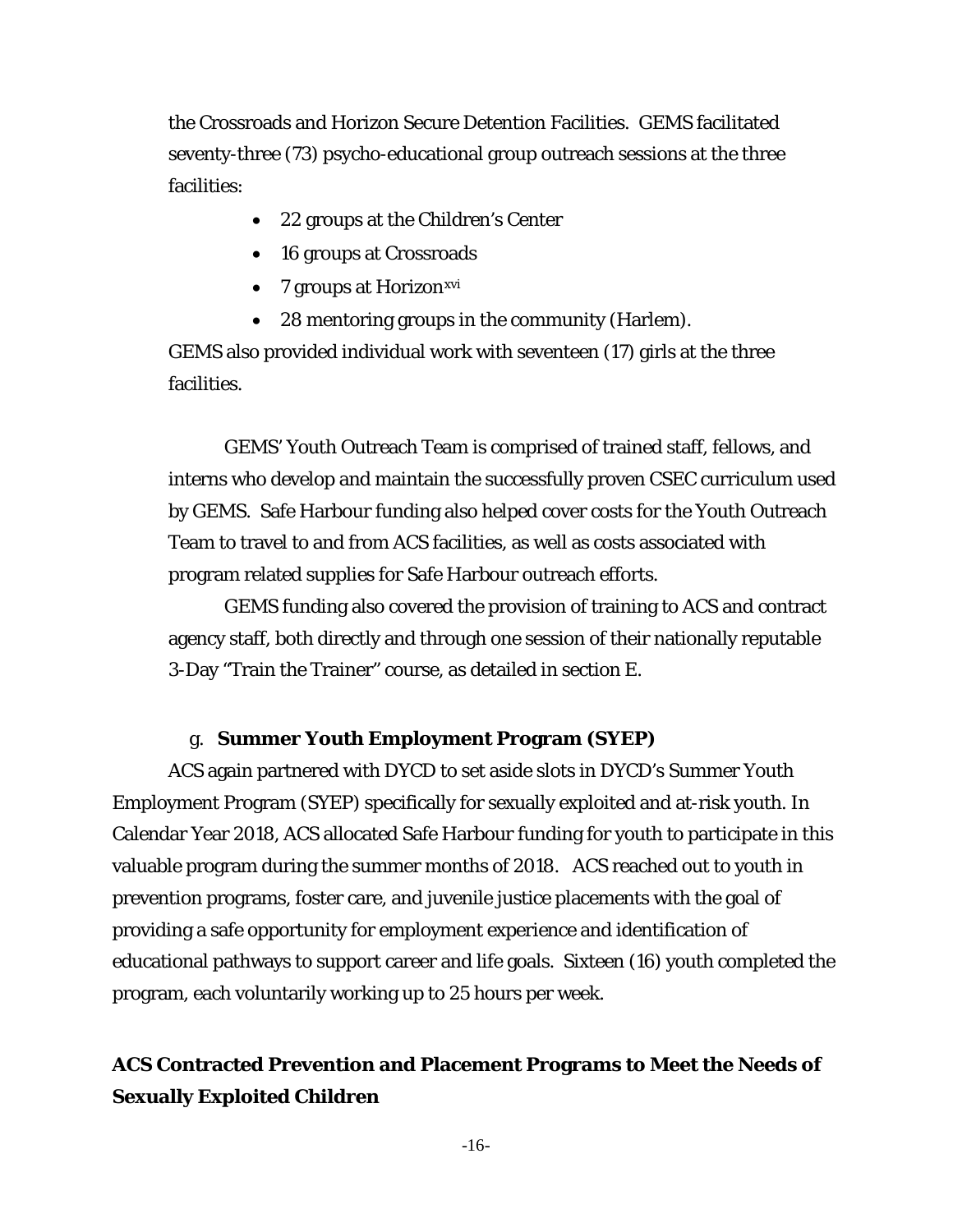the Crossroads and Horizon Secure Detention Facilities. GEMS facilitated seventy-three (73) psycho-educational group outreach sessions at the three facilities:

- 22 groups at the Children's Center
- 16 groups at Crossroads
- 7 groups at Horizon[xvi]
- 28 mentoring groups in the community (Harlem).

GEMS also provided individual work with seventeen (17) girls at the three facilities.

GEMS' Youth Outreach Team is comprised of trained staff, fellows, and interns who develop and maintain the successfully proven CSEC curriculum used by GEMS. Safe Harbour funding also helped cover costs for the Youth Outreach Team to travel to and from ACS facilities, as well as costs associated with program related supplies for Safe Harbour outreach efforts.

GEMS funding also covered the provision of training to ACS and contract agency staff, both directly and through one session of their nationally reputable 3-Day "Train the Trainer" course, as detailed in section E.

g. **Summer Youth Employment Program (SYEP)**

ACS again partnered with DYCD to set aside slots in DYCD's Summer Youth Employment Program (SYEP) specifically for sexually exploited and at-risk youth. In Calendar Year 2018, ACS allocated Safe Harbour funding for youth to participate in this valuable program during the summer months of 2018. ACS reached out to youth in prevention programs, foster care, and juvenile justice placements with the goal of providing a safe opportunity for employment experience and identification of educational pathways to support career and life goals. Sixteen (16) youth completed the program, each voluntarily working up to 25 hours per week.

## ACS Contracted Prevention and Placement Programs to Meet the Needs of Sexually Exploited Children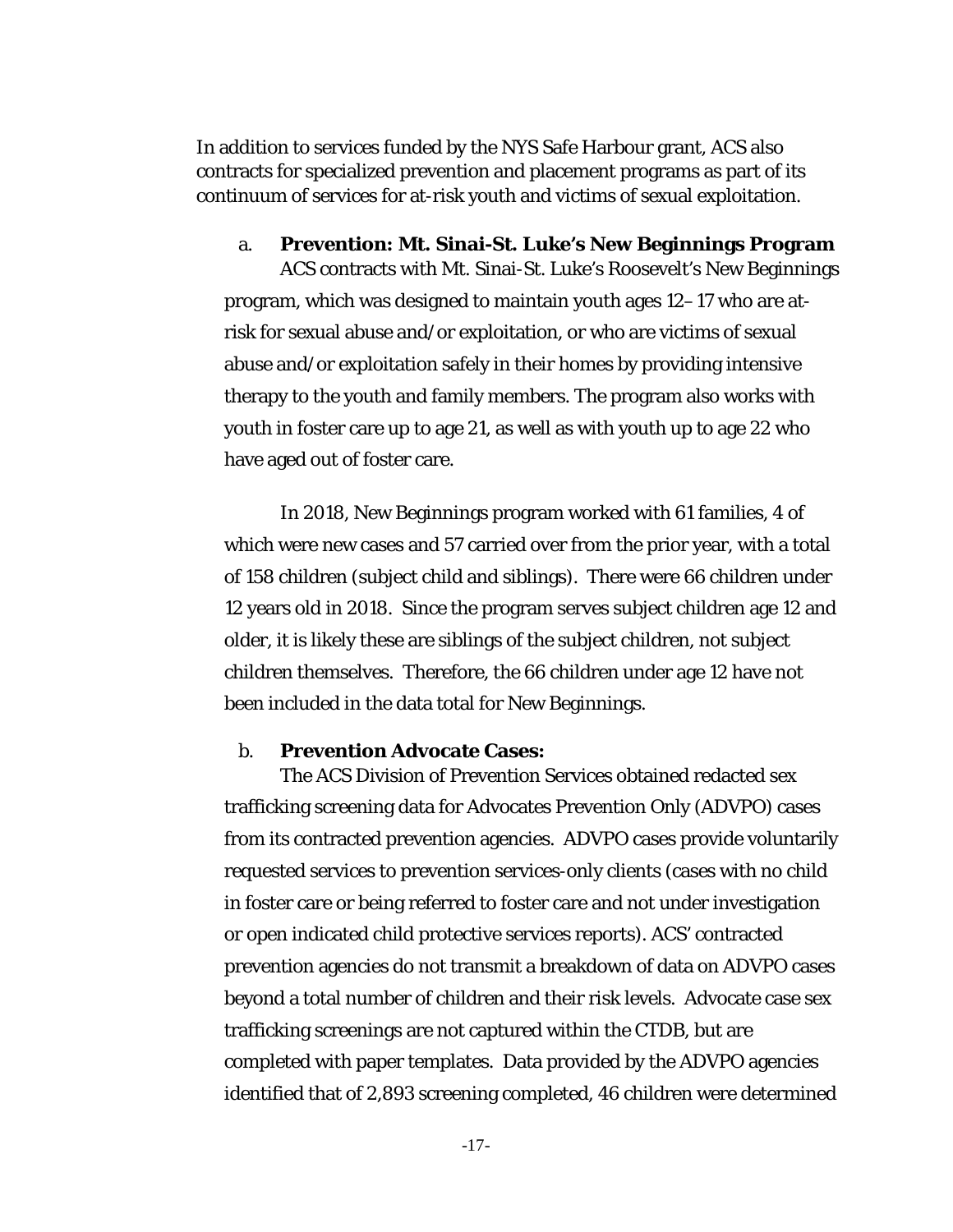In addition to services funded by the NYS Safe Harbour grant, ACS also contracts for specialized prevention and placement programs as part of its continuum of services for at-risk youth and victims of sexual exploitation.

a. **Prevention: Mt. Sinai-St. Luke's New Beginnings Program**

ACS contracts with Mt. Sinai-St. Luke's Roosevelt's New Beginnings program, which was designed to maintain youth ages 12–17 who are at-risk for sexual abuse and/or exploitation, or who are victims of sexual abuse and/or exploitation safely in their homes by providing intensive therapy to the youth and family members. The program also works with youth in foster care up to age 21, as well as with youth up to age 22 who have aged out of foster care.

In 2018, New Beginnings program worked with 61 families, 4 of which were new cases and 57 carried over from the prior year, with a total of 158 children (subject child and siblings). There were 66 children under 12 years old in 2018. Since the program serves subject children age 12 and older, it is likely these are siblings of the subject children, not subject children themselves. Therefore, the 66 children under age 12 have not been included in the data total for New Beginnings.

b. **Prevention Advocate Cases:**

The ACS Division of Prevention Services obtained redacted sex trafficking screening data for Advocates Prevention Only (ADVPO) cases from its contracted prevention agencies. ADVPO cases provide voluntarily requested services to prevention services-only clients (cases with no child in foster care or being referred to foster care and not under investigation or open indicated child protective services reports). ACS' contracted prevention agencies do not transmit a breakdown of data on ADVPO cases beyond a total number of children and their risk levels. Advocate case sex trafficking screenings are not captured within the CTDB, but are completed with paper templates. Data provided by the ADVPO agencies identified that of 2,893 screening completed, 46 children were determined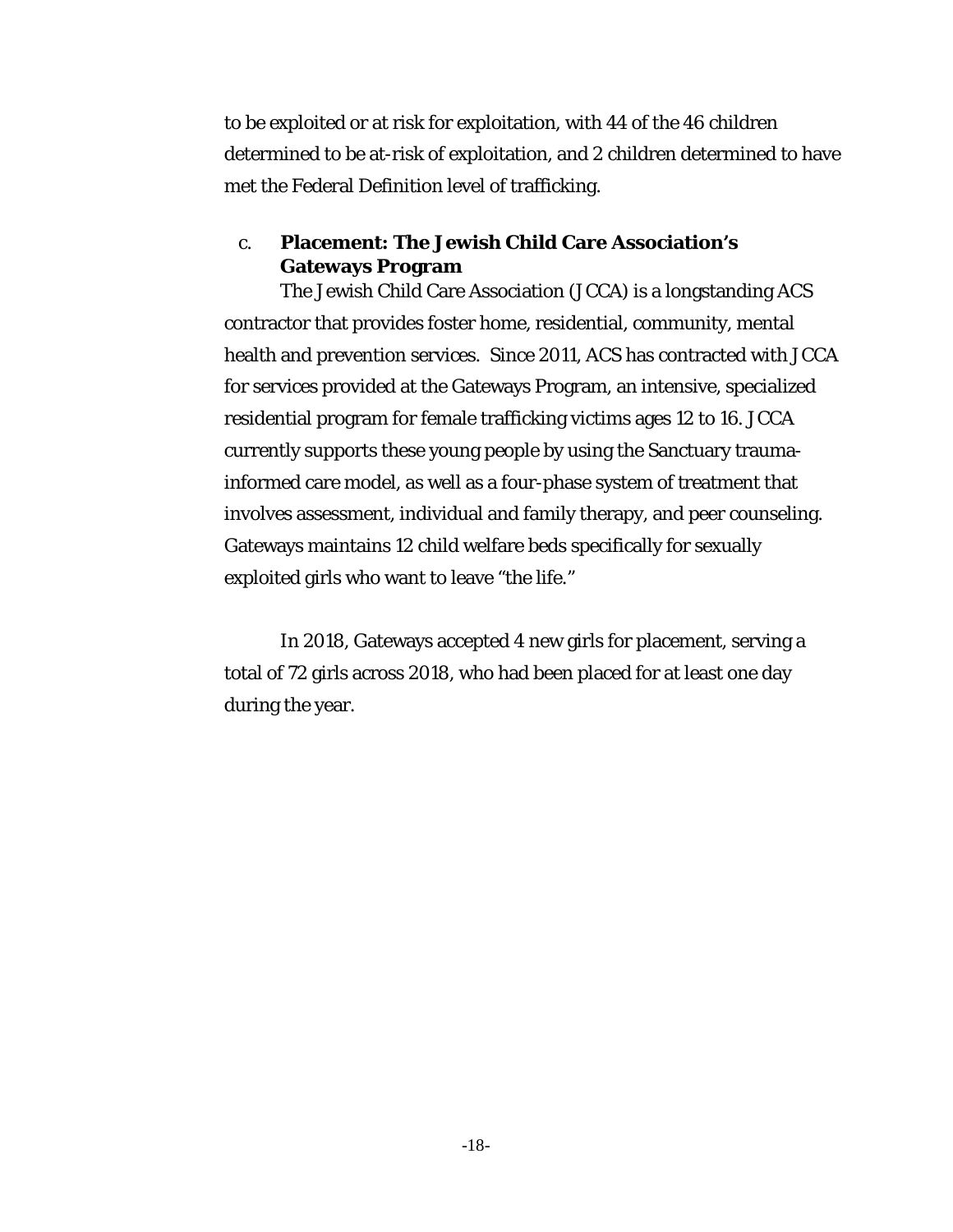to be exploited or at risk for exploitation, with 44 of the 46 children determined to be at-risk of exploitation, and 2 children determined to have met the Federal Definition level of trafficking.

### C. **Placement: The Jewish Child Care Association's Gateways Program**

The Jewish Child Care Association (JCCA) is a longstanding ACS contractor that provides foster home, residential, community, mental health and prevention services. Since 2011, ACS has contracted with JCCA for services provided at the Gateways Program, an intensive, specialized residential program for female trafficking victims ages 12 to 16. JCCA currently supports these young people by using the Sanctuary trauma-informed care model, as well as a four-phase system of treatment that involves assessment, individual and family therapy, and peer counseling. Gateways maintains 12 child welfare beds specifically for sexually exploited girls who want to leave "the life."

In 2018, Gateways accepted 4 new girls for placement, serving a total of 72 girls across 2018, who had been placed for at least one day during the year.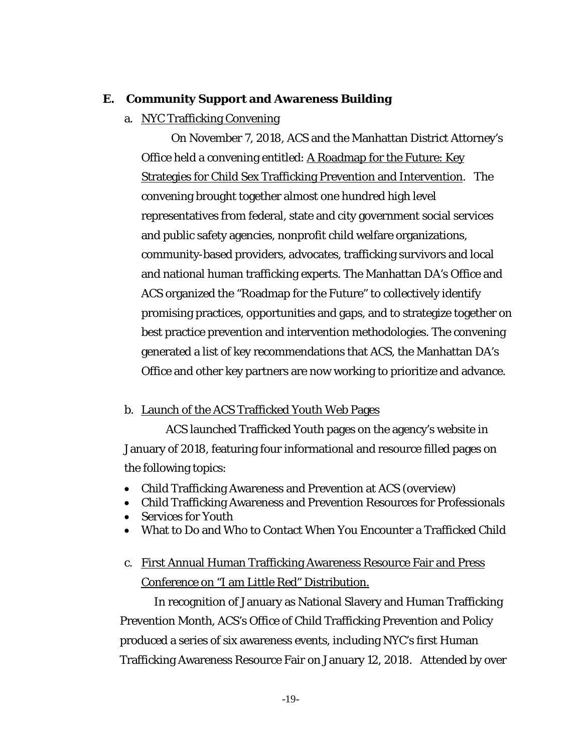## E. Community Support and Awareness Building

a. NYC Trafficking Convening

On November 7, 2018, ACS and the Manhattan District Attorney's Office held a convening entitled: A Roadmap for the Future: Key Strategies for Child Sex Trafficking Prevention and Intervention. The convening brought together almost one hundred high level representatives from federal, state and city government social services and public safety agencies, nonprofit child welfare organizations, community-based providers, advocates, trafficking survivors and local and national human trafficking experts. The Manhattan DA's Office and ACS organized the "Roadmap for the Future" to collectively identify promising practices, opportunities and gaps, and to strategize together on best practice prevention and intervention methodologies. The convening generated a list of key recommendations that ACS, the Manhattan DA's Office and other key partners are now working to prioritize and advance.

b. Launch of the ACS Trafficked Youth Web Pages

ACS launched Trafficked Youth pages on the agency's website in January of 2018, featuring four informational and resource filled pages on the following topics:

- Child Trafficking Awareness and Prevention at ACS (overview)
- Child Trafficking Awareness and Prevention Resources for Professionals
- Services for Youth
- What to Do and Who to Contact When You Encounter a Trafficked Child

c. First Annual Human Trafficking Awareness Resource Fair and Press Conference on "I am Little Red" Distribution.

In recognition of January as National Slavery and Human Trafficking Prevention Month, ACS's Office of Child Trafficking Prevention and Policy produced a series of six awareness events, including NYC's first Human Trafficking Awareness Resource Fair on January 12, 2018. Attended by over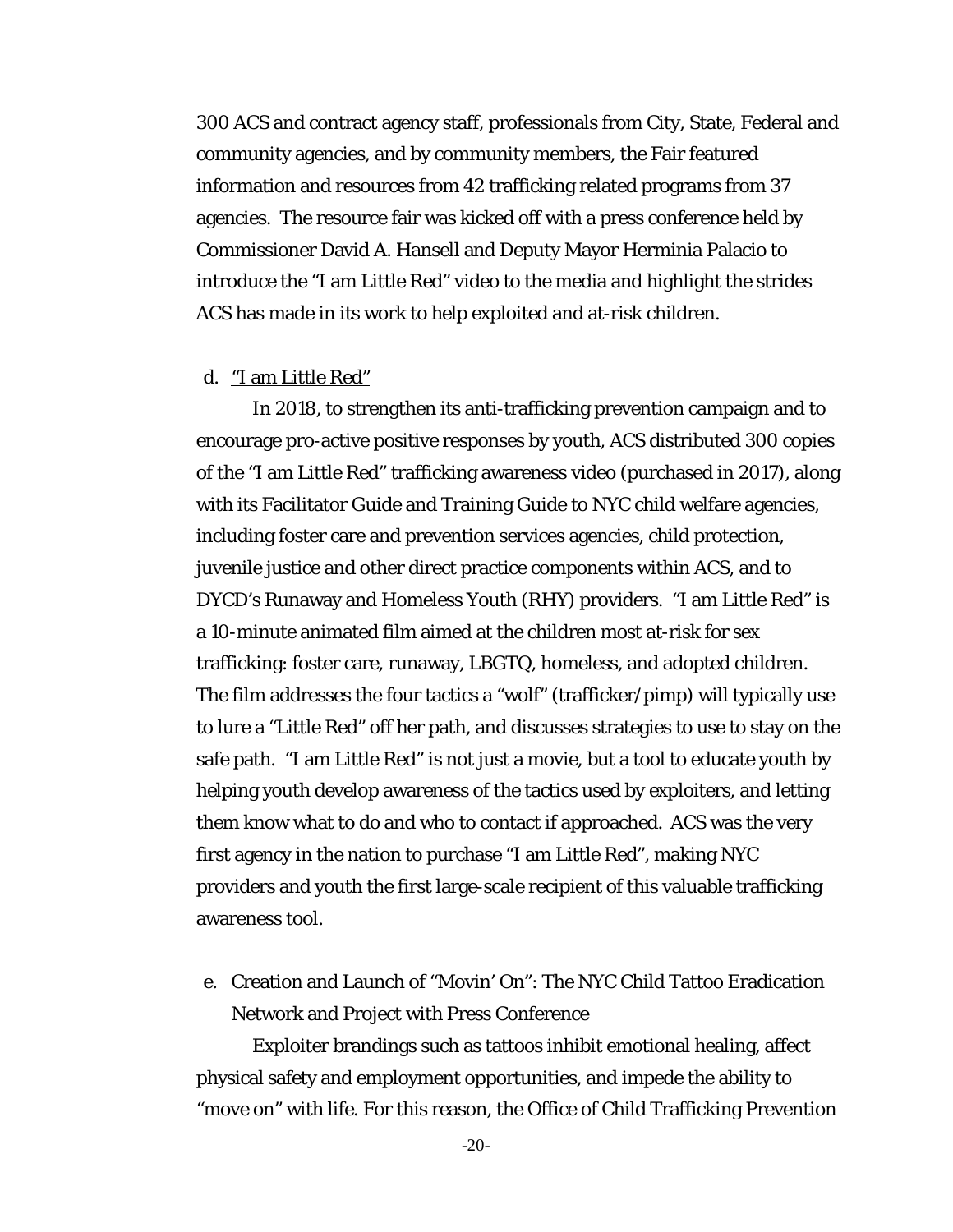300 ACS and contract agency staff, professionals from City, State, Federal and community agencies, and by community members, the Fair featured information and resources from 42 trafficking related programs from 37 agencies. The resource fair was kicked off with a press conference held by Commissioner David A. Hansell and Deputy Mayor Herminia Palacio to introduce the "I am Little Red" video to the media and highlight the strides ACS has made in its work to help exploited and at-risk children.

d. <u>"I am Little Red"</u>

In 2018, to strengthen its anti-trafficking prevention campaign and to encourage pro-active positive responses by youth, ACS distributed 300 copies of the "I am Little Red" trafficking awareness video (purchased in 2017), along with its Facilitator Guide and Training Guide to NYC child welfare agencies, including foster care and prevention services agencies, child protection, juvenile justice and other direct practice components within ACS, and to DYCD's Runaway and Homeless Youth (RHY) providers. "I am Little Red" is a 10-minute animated film aimed at the children most at-risk for sex trafficking: foster care, runaway, LBGTQ, homeless, and adopted children. The film addresses the four tactics a "wolf" (trafficker/pimp) will typically use to lure a "Little Red" off her path, and discusses strategies to use to stay on the safe path. "I am Little Red" is not just a movie, but a tool to educate youth by helping youth develop awareness of the tactics used by exploiters, and letting them know what to do and who to contact if approached. ACS was the very first agency in the nation to purchase "I am Little Red", making NYC providers and youth the first large-scale recipient of this valuable trafficking awareness tool.

e. <u>Creation and Launch of "Movin' On": The NYC Child Tattoo Eradication Network and Project with Press Conference</u>

Exploiter brandings such as tattoos inhibit emotional healing, affect physical safety and employment opportunities, and impede the ability to "move on" with life. For this reason, the Office of Child Trafficking Prevention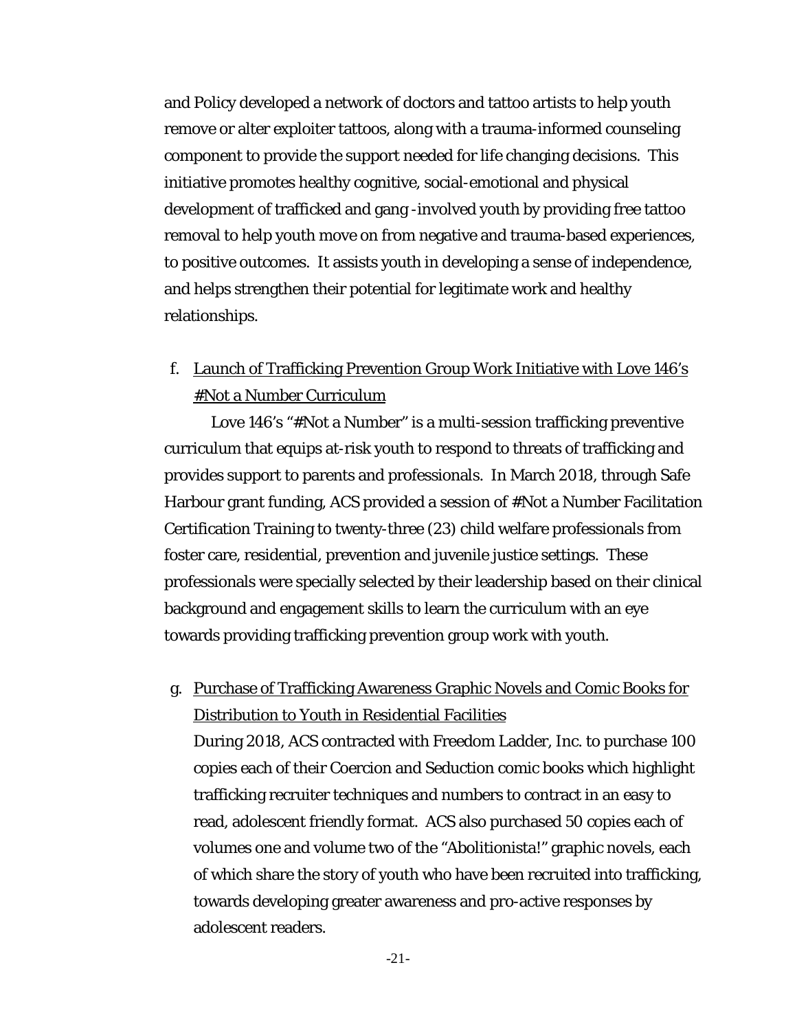and Policy developed a network of doctors and tattoo artists to help youth remove or alter exploiter tattoos, along with a trauma-informed counseling component to provide the support needed for life changing decisions. This initiative promotes healthy cognitive, social-emotional and physical development of trafficked and gang -involved youth by providing free tattoo removal to help youth move on from negative and trauma-based experiences, to positive outcomes. It assists youth in developing a sense of independence, and helps strengthen their potential for legitimate work and healthy relationships.

f. Launch of Trafficking Prevention Group Work Initiative with Love 146's #Not a Number Curriculum

Love 146's "#Not a Number" is a multi-session trafficking preventive curriculum that equips at-risk youth to respond to threats of trafficking and provides support to parents and professionals. In March 2018, through Safe Harbour grant funding, ACS provided a session of #Not a Number Facilitation Certification Training to twenty-three (23) child welfare professionals from foster care, residential, prevention and juvenile justice settings. These professionals were specially selected by their leadership based on their clinical background and engagement skills to learn the curriculum with an eye towards providing trafficking prevention group work with youth.

g. Purchase of Trafficking Awareness Graphic Novels and Comic Books for Distribution to Youth in Residential Facilities

During 2018, ACS contracted with Freedom Ladder, Inc. to purchase 100 copies each of their Coercion and Seduction comic books which highlight trafficking recruiter techniques and numbers to contract in an easy to read, adolescent friendly format. ACS also purchased 50 copies each of volumes one and volume two of the "Abolitionista!" graphic novels, each of which share the story of youth who have been recruited into trafficking, towards developing greater awareness and pro-active responses by adolescent readers.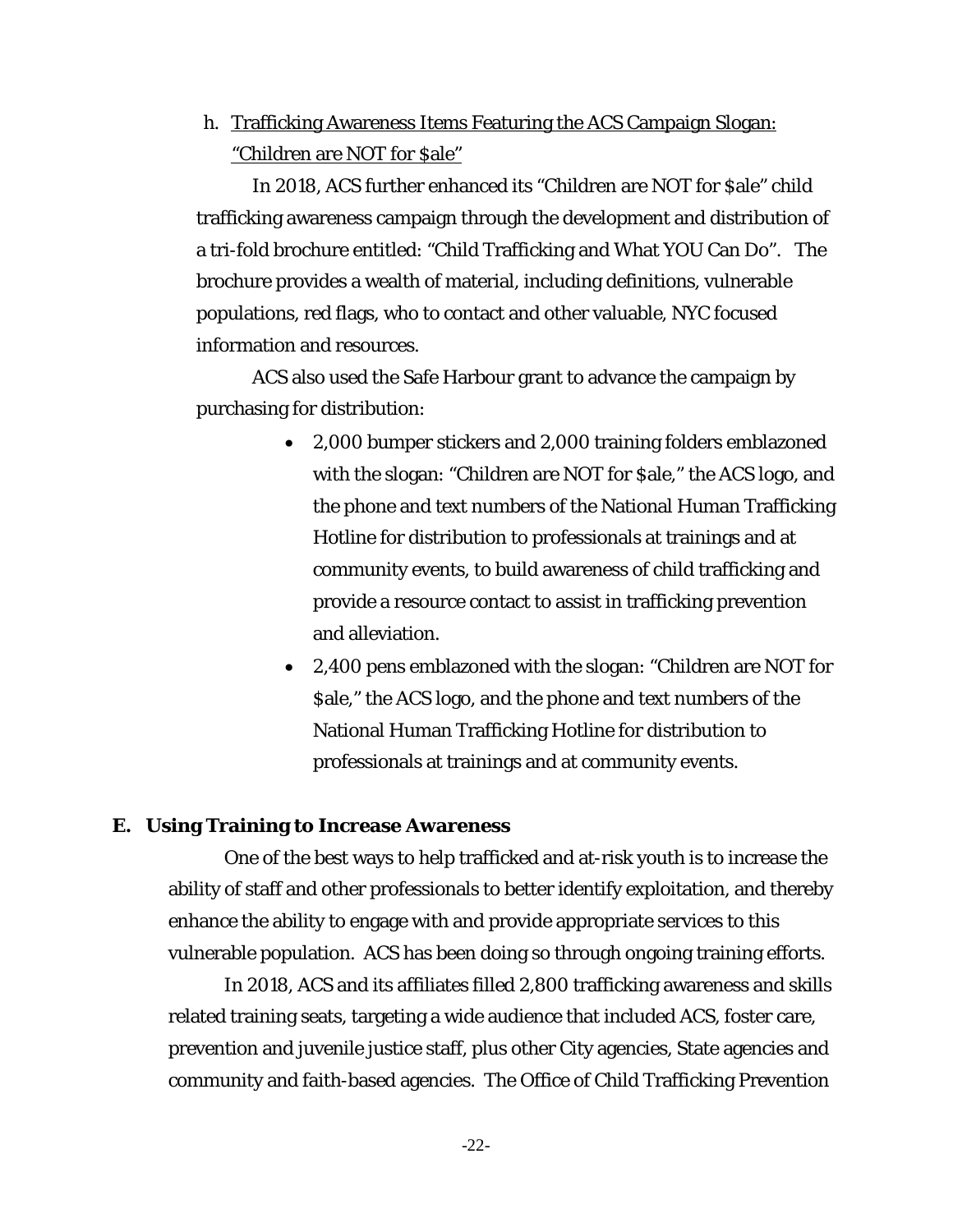h. <u>Trafficking Awareness Items Featuring the ACS Campaign Slogan: "Children are NOT for $ale"</u>

In 2018, ACS further enhanced its "Children are NOT for $ale" child trafficking awareness campaign through the development and distribution of a tri-fold brochure entitled: "Child Trafficking and What YOU Can Do". The brochure provides a wealth of material, including definitions, vulnerable populations, red flags, who to contact and other valuable, NYC focused information and resources.

ACS also used the Safe Harbour grant to advance the campaign by purchasing for distribution:

- 2,000 bumper stickers and 2,000 training folders emblazoned with the slogan: "Children are NOT for $ale," the ACS logo, and the phone and text numbers of the National Human Trafficking Hotline for distribution to professionals at trainings and at community events, to build awareness of child trafficking and provide a resource contact to assist in trafficking prevention and alleviation.
- 2,400 pens emblazoned with the slogan: "Children are NOT for $ale," the ACS logo, and the phone and text numbers of the National Human Trafficking Hotline for distribution to professionals at trainings and at community events.

## E. Using Training to Increase Awareness

One of the best ways to help trafficked and at-risk youth is to increase the ability of staff and other professionals to better identify exploitation, and thereby enhance the ability to engage with and provide appropriate services to this vulnerable population. ACS has been doing so through ongoing training efforts.

In 2018, ACS and its affiliates filled 2,800 trafficking awareness and skills related training seats, targeting a wide audience that included ACS, foster care, prevention and juvenile justice staff, plus other City agencies, State agencies and community and faith-based agencies. The Office of Child Trafficking Prevention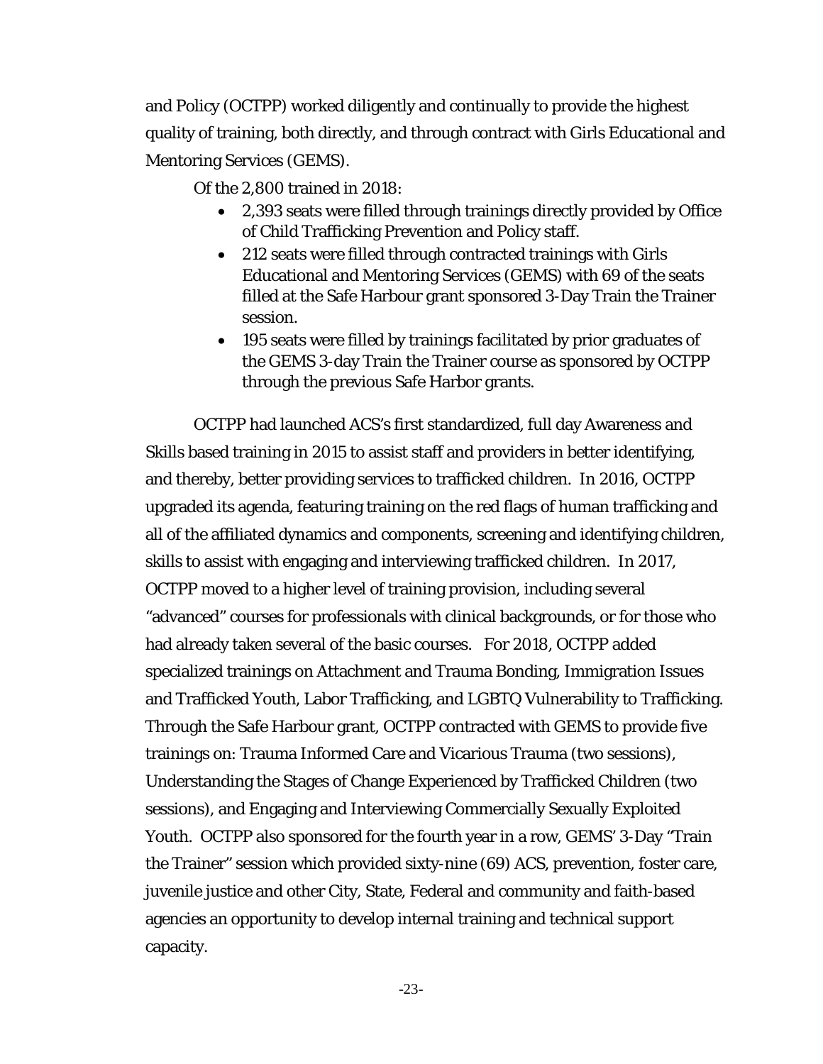and Policy (OCTPP) worked diligently and continually to provide the highest quality of training, both directly, and through contract with Girls Educational and Mentoring Services (GEMS).

Of the 2,800 trained in 2018:

- 2,393 seats were filled through trainings directly provided by Office of Child Trafficking Prevention and Policy staff.
- 212 seats were filled through contracted trainings with Girls Educational and Mentoring Services (GEMS) with 69 of the seats filled at the Safe Harbour grant sponsored 3-Day Train the Trainer session.
- 195 seats were filled by trainings facilitated by prior graduates of the GEMS 3-day Train the Trainer course as sponsored by OCTPP through the previous Safe Harbor grants.

OCTPP had launched ACS's first standardized, full day Awareness and Skills based training in 2015 to assist staff and providers in better identifying, and thereby, better providing services to trafficked children. In 2016, OCTPP upgraded its agenda, featuring training on the red flags of human trafficking and all of the affiliated dynamics and components, screening and identifying children, skills to assist with engaging and interviewing trafficked children. In 2017, OCTPP moved to a higher level of training provision, including several "advanced" courses for professionals with clinical backgrounds, or for those who had already taken several of the basic courses. For 2018, OCTPP added specialized trainings on Attachment and Trauma Bonding, Immigration Issues and Trafficked Youth, Labor Trafficking, and LGBTQ Vulnerability to Trafficking. Through the Safe Harbour grant, OCTPP contracted with GEMS to provide five trainings on: Trauma Informed Care and Vicarious Trauma (two sessions), Understanding the Stages of Change Experienced by Trafficked Children (two sessions), and Engaging and Interviewing Commercially Sexually Exploited Youth. OCTPP also sponsored for the fourth year in a row, GEMS' 3-Day "Train the Trainer" session which provided sixty-nine (69) ACS, prevention, foster care, juvenile justice and other City, State, Federal and community and faith-based agencies an opportunity to develop internal training and technical support capacity.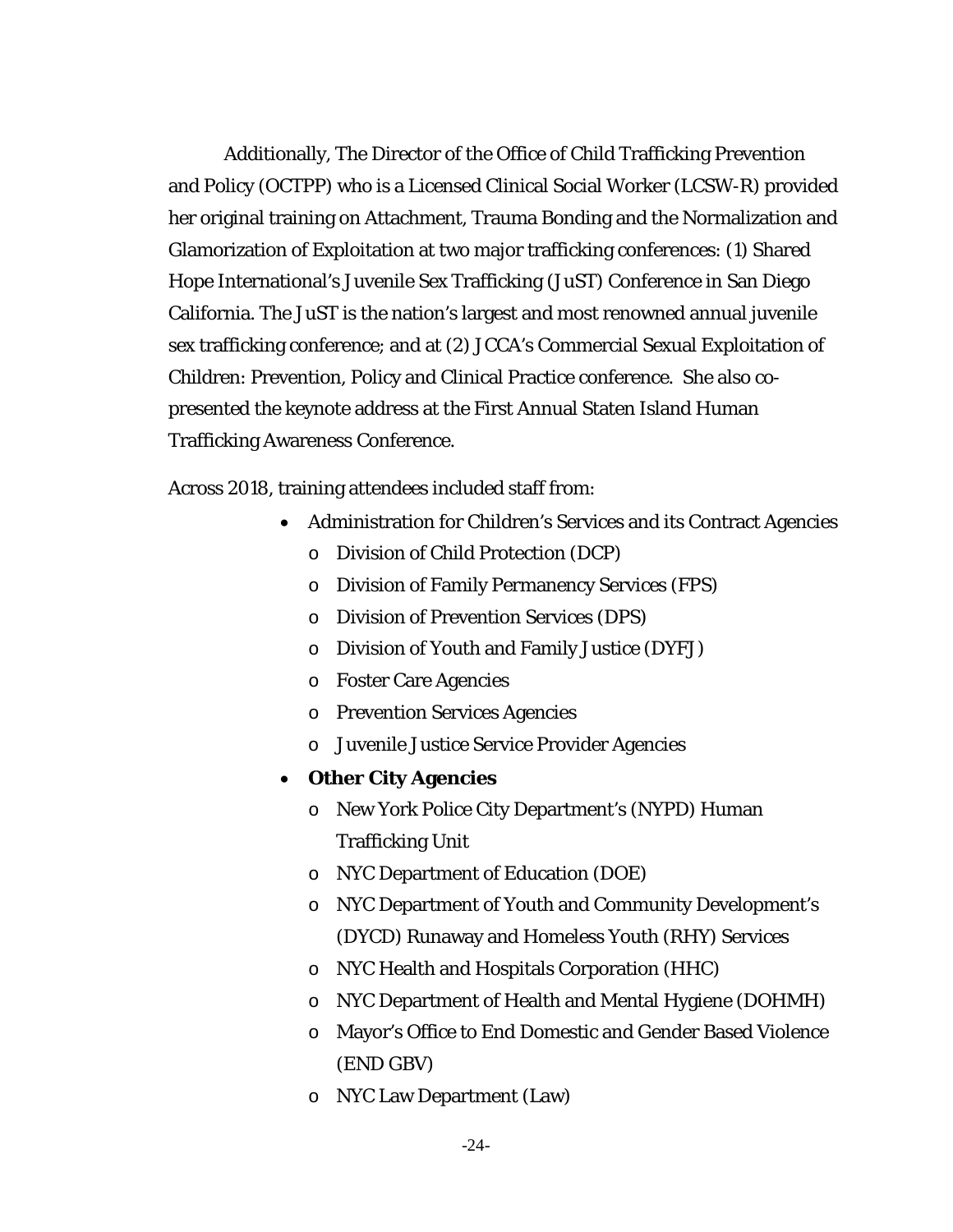Additionally, The Director of the Office of Child Trafficking Prevention and Policy (OCTPP) who is a Licensed Clinical Social Worker (LCSW-R) provided her original training on Attachment, Trauma Bonding and the Normalization and Glamorization of Exploitation at two major trafficking conferences: (1) Shared Hope International's Juvenile Sex Trafficking (JuST) Conference in San Diego California. The JuST is the nation's largest and most renowned annual juvenile sex trafficking conference; and at (2) JCCA's Commercial Sexual Exploitation of Children: Prevention, Policy and Clinical Practice conference. She also co-presented the keynote address at the First Annual Staten Island Human Trafficking Awareness Conference.

Across 2018, training attendees included staff from:

- Administration for Children's Services and its Contract Agencies
  - Division of Child Protection (DCP)
  - Division of Family Permanency Services (FPS)
  - Division of Prevention Services (DPS)
  - Division of Youth and Family Justice (DYFJ)
  - Foster Care Agencies
  - Prevention Services Agencies
  - Juvenile Justice Service Provider Agencies
- **Other City Agencies**
  - New York Police City Department's (NYPD) Human Trafficking Unit
  - NYC Department of Education (DOE)
  - NYC Department of Youth and Community Development's (DYCD) Runaway and Homeless Youth (RHY) Services
  - NYC Health and Hospitals Corporation (HHC)
  - NYC Department of Health and Mental Hygiene (DOHMH)
  - Mayor's Office to End Domestic and Gender Based Violence (END GBV)
  - NYC Law Department (Law)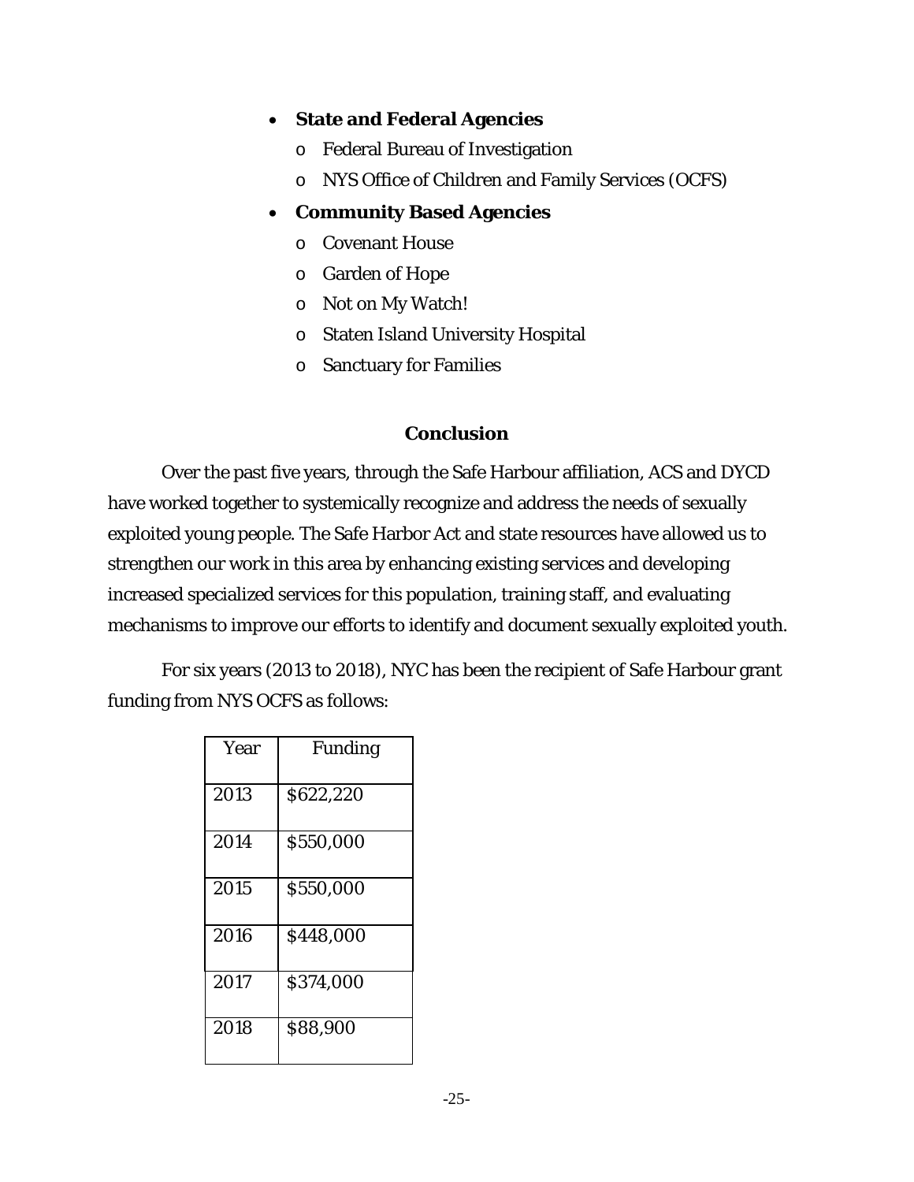- **State and Federal Agencies**
    - Federal Bureau of Investigation
    - NYS Office of Children and Family Services (OCFS)
- **Community Based Agencies**
    - Covenant House
    - Garden of Hope
    - Not on My Watch!
    - Staten Island University Hospital
    - Sanctuary for Families

## Conclusion

Over the past five years, through the Safe Harbour affiliation, ACS and DYCD have worked together to systemically recognize and address the needs of sexually exploited young people. The Safe Harbor Act and state resources have allowed us to strengthen our work in this area by enhancing existing services and developing increased specialized services for this population, training staff, and evaluating mechanisms to improve our efforts to identify and document sexually exploited youth.

For six years (2013 to 2018), NYC has been the recipient of Safe Harbour grant funding from NYS OCFS as follows:

| Year | Funding |
| --- | --- |
| 2013 | $622,220 |
| 2014 | $550,000 |
| 2015 | $550,000 |
| 2016 | $448,000 |
| 2017 | $374,000 |
| 2018 | $88,900 |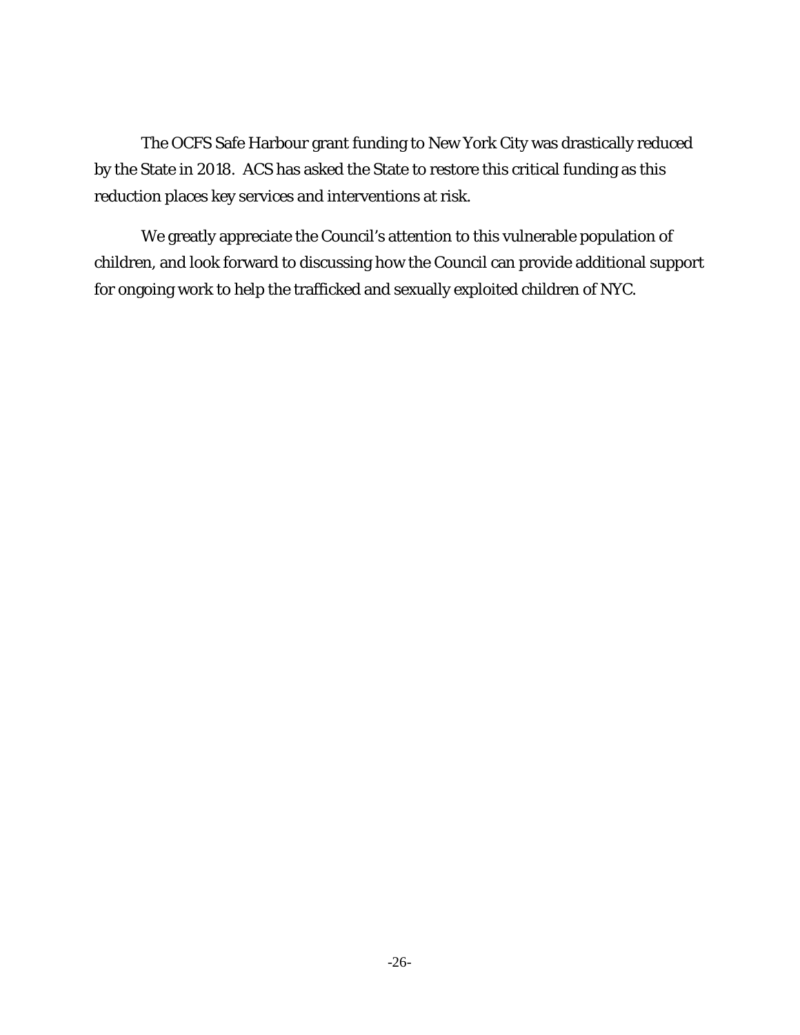The OCFS Safe Harbour grant funding to New York City was drastically reduced by the State in 2018. ACS has asked the State to restore this critical funding as this reduction places key services and interventions at risk.

We greatly appreciate the Council's attention to this vulnerable population of children, and look forward to discussing how the Council can provide additional support for ongoing work to help the trafficked and sexually exploited children of NYC.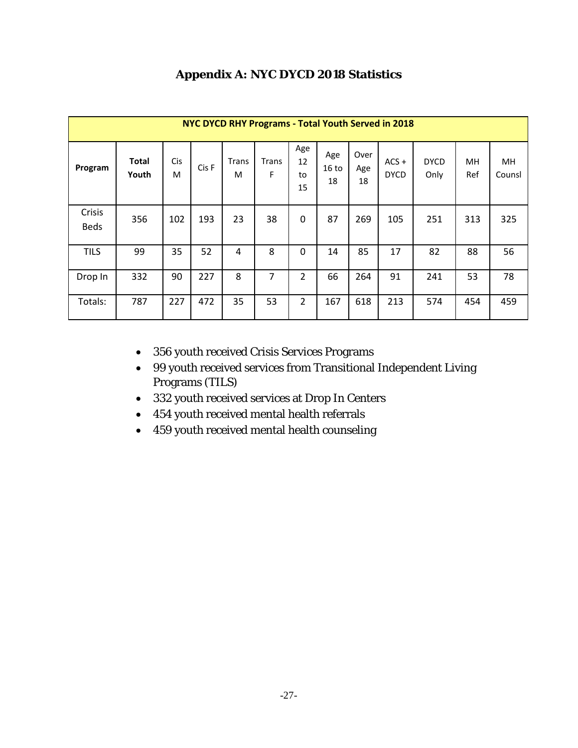## Appendix A: NYC DYCD 2018 Statistics

| NYC DYCD RHY Programs - Total Youth Served in 2018 | | | | | | | | | | | | |
|---|---|---|---|---|---|---|---|---|---|---|---|---|
| **Program** | **Total Youth** | Cis M | Cis F | Trans M | Trans F | Age 12 to 15 | Age 16 to 18 | Over Age 18 | ACS + DYCD | DYCD Only | MH Ref | MH Counsl |
| Crisis Beds | 356 | 102 | 193 | 23 | 38 | 0 | 87 | 269 | 105 | 251 | 313 | 325 |
| TILS | 99 | 35 | 52 | 4 | 8 | 0 | 14 | 85 | 17 | 82 | 88 | 56 |
| Drop In | 332 | 90 | 227 | 8 | 7 | 2 | 66 | 264 | 91 | 241 | 53 | 78 |
| Totals: | 787 | 227 | 472 | 35 | 53 | 2 | 167 | 618 | 213 | 574 | 454 | 459 |

- 356 youth received Crisis Services Programs
- 99 youth received services from Transitional Independent Living Programs (TILS)
- 332 youth received services at Drop In Centers
- 454 youth received mental health referrals
- 459 youth received mental health counseling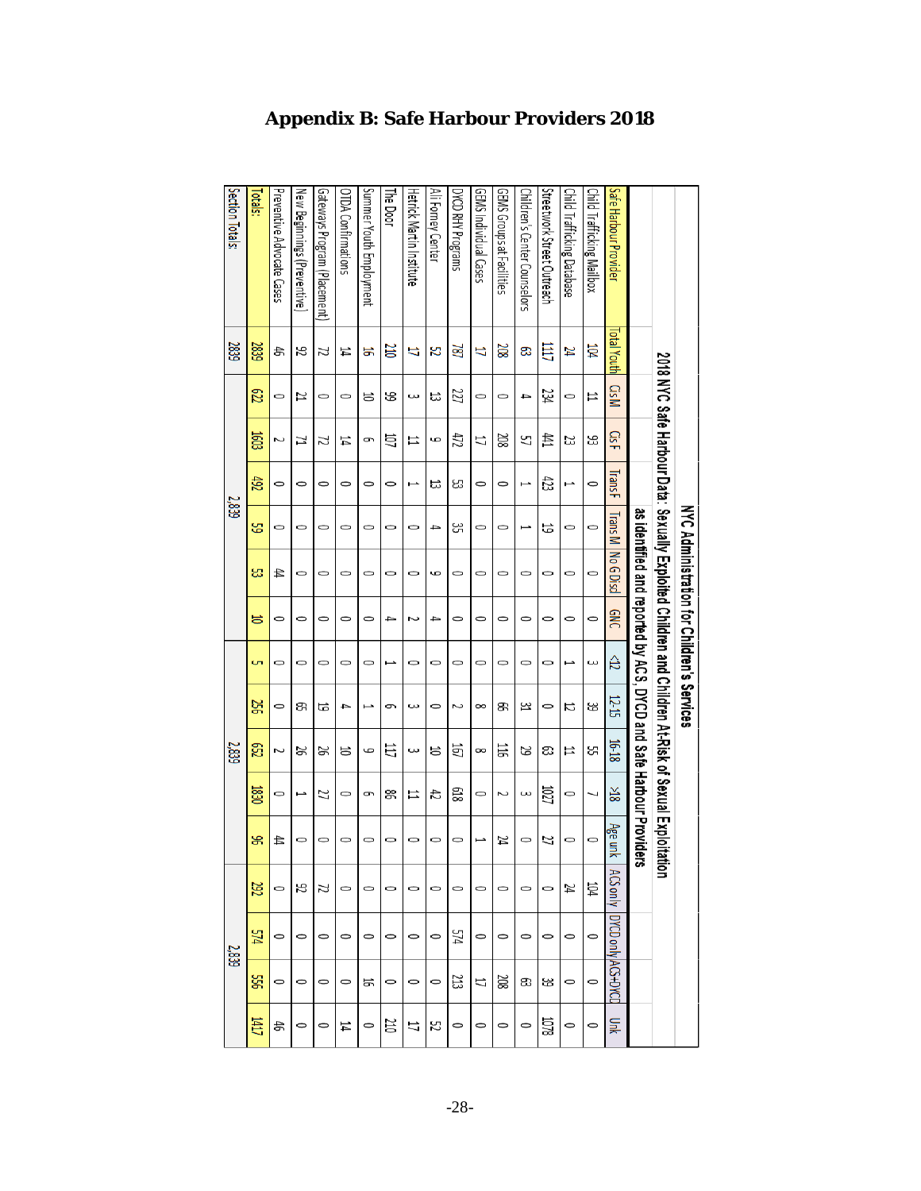# Appendix B: Safe Harbour Providers 2018

**NYC Administration for Children's Services**

**2018 NYC Safe Harbour Data: Sexually Exploited Children and Children At-Risk of Sexual Exploitation as identified and reported by ACS, DYCD and Safe Harbour Providers**

| Safe Harbour Provider | Total Youth | Cis M | Cis F | Trans F | Trans M | No G Discl | GNC | <12 | 12-15 | 16-18 | >18 | Age unk | ACS only | DYCD only | ACS+DYCD | Unk |
|---|---|---|---|---|---|---|---|---|---|---|---|---|---|---|---|---|
| Child Trafficking Mailbox | 104 | 11 | 93 | 0 | 0 | 0 | 0 | 3 | 39 | 55 | 7 | 0 | 104 | 0 | 0 | 0 |
| Child Trafficking Database | 24 | 0 | 23 | 1 | 0 | 0 | 0 | 1 | 12 | 11 | 0 | 0 | 24 | 0 | 0 | 0 |
| Streetwork Street Outreach | 1117 | 234 | 441 | 423 | 19 | 0 | 0 | 0 | 0 | 63 | 1027 | 27 | 0 | 0 | 39 | 1078 |
| Children's Center Counselors | 63 | 4 | 57 | 1 | 1 | 0 | 0 | 0 | 31 | 29 | 3 | 0 | 0 | 0 | 63 | 0 |
| GEMS Groups at Facilities | 208 | 0 | 208 | 0 | 0 | 0 | 0 | 0 | 66 | 116 | 2 | 24 | 0 | 0 | 208 | 0 |
| GEMS Individual Cases | 17 | 0 | 17 | 0 | 0 | 0 | 0 | 0 | 8 | 8 | 0 | 1 | 0 | 0 | 17 | 0 |
| DYCD RHY Programs | 787 | 227 | 472 | 53 | 35 | 0 | 0 | 0 | 2 | 167 | 618 | 0 | 0 | 574 | 213 | 0 |
| Ali Forney Center | 52 | 13 | 9 | 13 | 4 | 9 | 4 | 0 | 0 | 10 | 42 | 0 | 0 | 0 | 0 | 52 |
| Hetrick Martin Institute | 17 | 3 | 11 | 1 | 0 | 0 | 2 | 0 | 3 | 3 | 11 | 0 | 0 | 0 | 0 | 17 |
| The Door | 210 | 99 | 107 | 0 | 0 | 0 | 4 | 1 | 6 | 117 | 86 | 0 | 0 | 0 | 0 | 210 |
| Summer Youth Employment | 16 | 10 | 6 | 0 | 0 | 0 | 0 | 0 | 1 | 9 | 6 | 0 | 0 | 0 | 16 | 0 |
| OTDA Confirmations | 14 | 0 | 14 | 0 | 0 | 0 | 0 | 0 | 4 | 10 | 0 | 0 | 0 | 0 | 0 | 14 |
| Gateways Program (Placement) | 72 | 0 | 72 | 0 | 0 | 0 | 0 | 0 | 19 | 26 | 27 | 0 | 72 | 0 | 0 | 0 |
| New Beginnings (Preventive) | 92 | 21 | 71 | 0 | 0 | 0 | 0 | 0 | 65 | 26 | 1 | 0 | 92 | 0 | 0 | 0 |
| Preventive Advocate Cases | 46 | 0 | 2 | 0 | 0 | 44 | 0 | 0 | 0 | 2 | 0 | 44 | 0 | 0 | 0 | 46 |
| **Totals:** | 2839 | 622 | 1603 | 492 | 59 | 53 | 10 | 5 | 256 | 652 | 1830 | 96 | 292 | 574 | 556 | 1417 |
| Section Totals: | 2839 | 2,839 | | | | | | 2,839 | | | | | 2,839 | | | |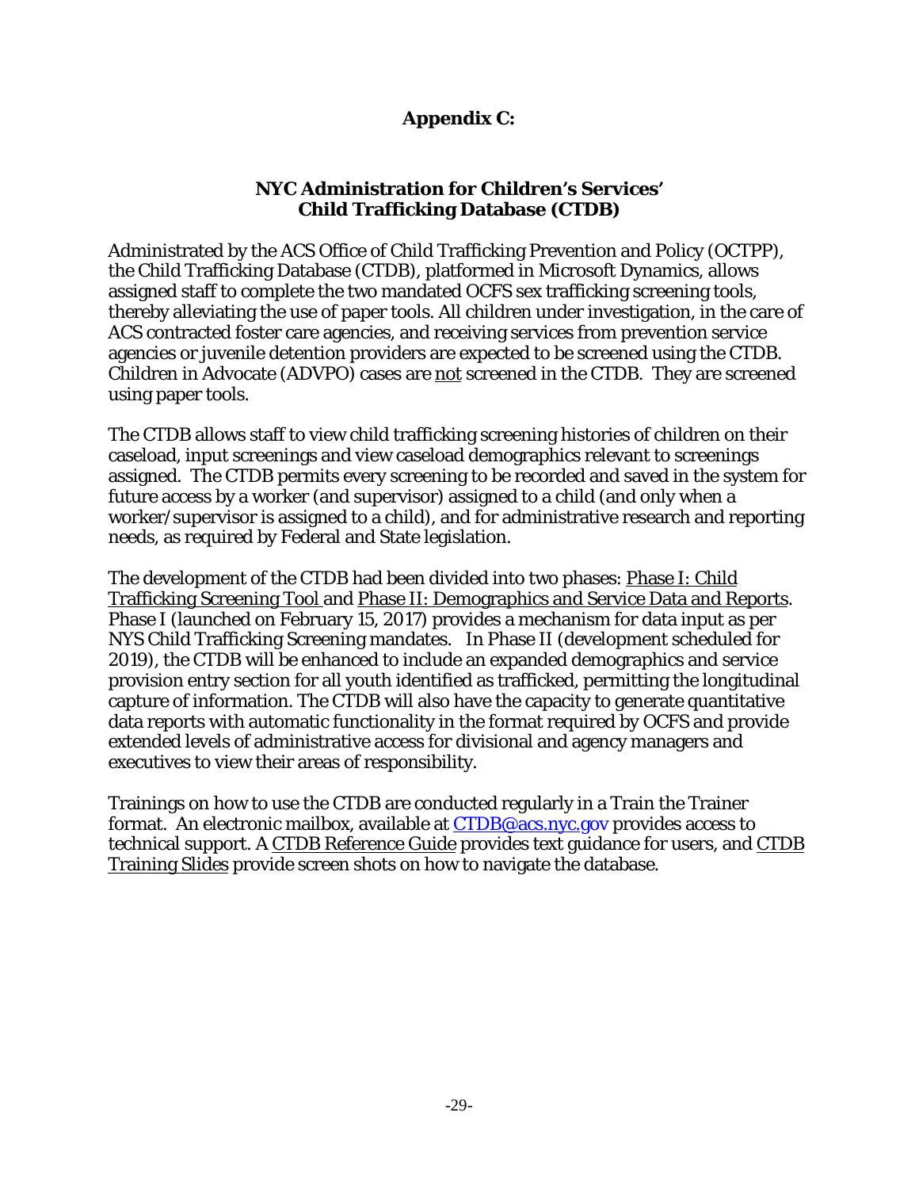# Appendix C:

## NYC Administration for Children's Services' Child Trafficking Database (CTDB)

Administrated by the ACS Office of Child Trafficking Prevention and Policy (OCTPP), the Child Trafficking Database (CTDB), platformed in Microsoft Dynamics, allows assigned staff to complete the two mandated OCFS sex trafficking screening tools, thereby alleviating the use of paper tools. All children under investigation, in the care of ACS contracted foster care agencies, and receiving services from prevention service agencies or juvenile detention providers are expected to be screened using the CTDB. Children in Advocate (ADVPO) cases are not screened in the CTDB. They are screened using paper tools.

The CTDB allows staff to view child trafficking screening histories of children on their caseload, input screenings and view caseload demographics relevant to screenings assigned. The CTDB permits every screening to be recorded and saved in the system for future access by a worker (and supervisor) assigned to a child (and only when a worker/supervisor is assigned to a child), and for administrative research and reporting needs, as required by Federal and State legislation.

The development of the CTDB had been divided into two phases: Phase I: Child Trafficking Screening Tool and Phase II: Demographics and Service Data and Reports. Phase I (launched on February 15, 2017) provides a mechanism for data input as per NYS Child Trafficking Screening mandates. In Phase II (development scheduled for 2019), the CTDB will be enhanced to include an expanded demographics and service provision entry section for all youth identified as trafficked, permitting the longitudinal capture of information. The CTDB will also have the capacity to generate quantitative data reports with automatic functionality in the format required by OCFS and provide extended levels of administrative access for divisional and agency managers and executives to view their areas of responsibility.

Trainings on how to use the CTDB are conducted regularly in a Train the Trainer format. An electronic mailbox, available at CTDB@acs.nyc.gov provides access to technical support. A CTDB Reference Guide provides text guidance for users, and CTDB Training Slides provide screen shots on how to navigate the database.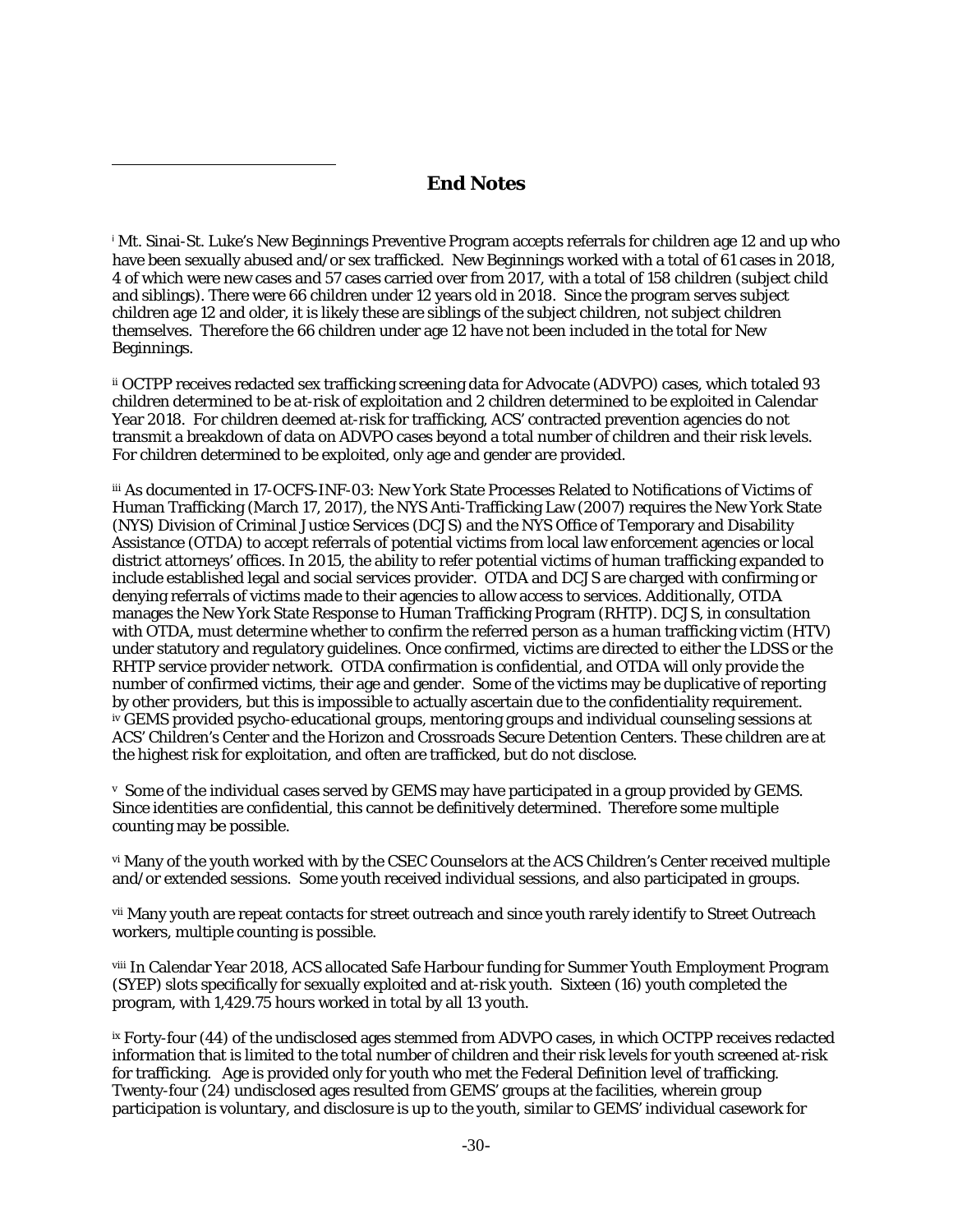## End Notes

[i] Mt. Sinai-St. Luke's New Beginnings Preventive Program accepts referrals for children age 12 and up who have been sexually abused and/or sex trafficked. New Beginnings worked with a total of 61 cases in 2018, 4 of which were new cases and 57 cases carried over from 2017, with a total of 158 children (subject child and siblings). There were 66 children under 12 years old in 2018. Since the program serves subject children age 12 and older, it is likely these are siblings of the subject children, not subject children themselves. Therefore the 66 children under age 12 have not been included in the total for New Beginnings.

[ii] OCTPP receives redacted sex trafficking screening data for Advocate (ADVPO) cases, which totaled 93 children determined to be at-risk of exploitation and 2 children determined to be exploited in Calendar Year 2018. For children deemed at-risk for trafficking, ACS' contracted prevention agencies do not transmit a breakdown of data on ADVPO cases beyond a total number of children and their risk levels. For children determined to be exploited, only age and gender are provided.

[iii] As documented in 17-OCFS-INF-03: New York State Processes Related to Notifications of Victims of Human Trafficking (March 17, 2017), the NYS Anti-Trafficking Law (2007) requires the New York State (NYS) Division of Criminal Justice Services (DCJS) and the NYS Office of Temporary and Disability Assistance (OTDA) to accept referrals of potential victims from local law enforcement agencies or local district attorneys' offices. In 2015, the ability to refer potential victims of human trafficking expanded to include established legal and social services provider. OTDA and DCJS are charged with confirming or denying referrals of victims made to their agencies to allow access to services. Additionally, OTDA manages the New York State Response to Human Trafficking Program (RHTP). DCJS, in consultation with OTDA, must determine whether to confirm the referred person as a human trafficking victim (HTV) under statutory and regulatory guidelines. Once confirmed, victims are directed to either the LDSS or the RHTP service provider network. OTDA confirmation is confidential, and OTDA will only provide the number of confirmed victims, their age and gender. Some of the victims may be duplicative of reporting by other providers, but this is impossible to actually ascertain due to the confidentiality requirement.

[iv] GEMS provided psycho-educational groups, mentoring groups and individual counseling sessions at ACS' Children's Center and the Horizon and Crossroads Secure Detention Centers. These children are at the highest risk for exploitation, and often are trafficked, but do not disclose.

[v] Some of the individual cases served by GEMS may have participated in a group provided by GEMS. Since identities are confidential, this cannot be definitively determined. Therefore some multiple counting may be possible.

[vi] Many of the youth worked with by the CSEC Counselors at the ACS Children's Center received multiple and/or extended sessions. Some youth received individual sessions, and also participated in groups.

[vii] Many youth are repeat contacts for street outreach and since youth rarely identify to Street Outreach workers, multiple counting is possible.

[viii] In Calendar Year 2018, ACS allocated Safe Harbour funding for Summer Youth Employment Program (SYEP) slots specifically for sexually exploited and at-risk youth. Sixteen (16) youth completed the program, with 1,429.75 hours worked in total by all 13 youth.

[ix] Forty-four (44) of the undisclosed ages stemmed from ADVPO cases, in which OCTPP receives redacted information that is limited to the total number of children and their risk levels for youth screened at-risk for trafficking. Age is provided only for youth who met the Federal Definition level of trafficking. Twenty-four (24) undisclosed ages resulted from GEMS' groups at the facilities, wherein group participation is voluntary, and disclosure is up to the youth, similar to GEMS' individual casework for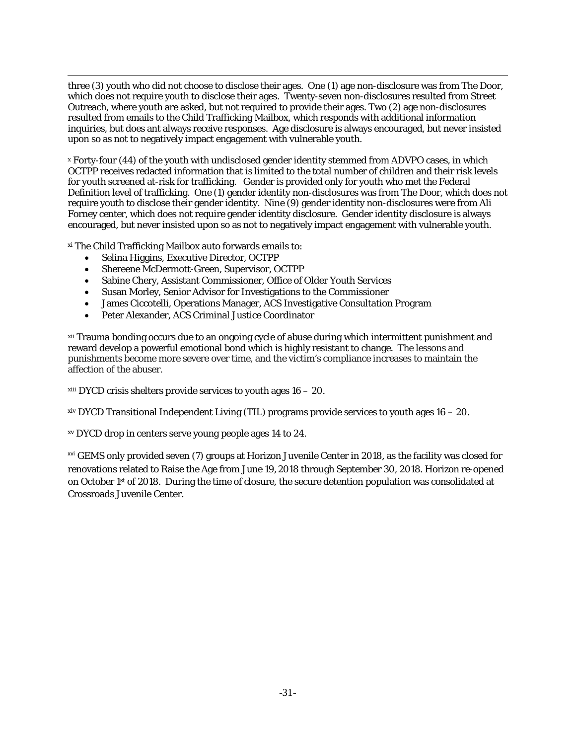three (3) youth who did not choose to disclose their ages. One (1) age non-disclosure was from The Door, which does not require youth to disclose their ages. Twenty-seven non-disclosures resulted from Street Outreach, where youth are asked, but not required to provide their ages. Two (2) age non-disclosures resulted from emails to the Child Trafficking Mailbox, which responds with additional information inquiries, but does ant always receive responses. Age disclosure is always encouraged, but never insisted upon so as not to negatively impact engagement with vulnerable youth.

[x] Forty-four (44) of the youth with undisclosed gender identity stemmed from ADVPO cases, in which OCTPP receives redacted information that is limited to the total number of children and their risk levels for youth screened at-risk for trafficking. Gender is provided only for youth who met the Federal Definition level of trafficking. One (1) gender identity non-disclosures was from The Door, which does not require youth to disclose their gender identity. Nine (9) gender identity non-disclosures were from Ali Forney center, which does not require gender identity disclosure. Gender identity disclosure is always encouraged, but never insisted upon so as not to negatively impact engagement with vulnerable youth.

[xi] The Child Trafficking Mailbox auto forwards emails to:

- Selina Higgins, Executive Director, OCTPP
- Shereene McDermott-Green, Supervisor, OCTPP
- Sabine Chery, Assistant Commissioner, Office of Older Youth Services
- Susan Morley, Senior Advisor for Investigations to the Commissioner
- James Ciccotelli, Operations Manager, ACS Investigative Consultation Program
- Peter Alexander, ACS Criminal Justice Coordinator

[xii] Trauma bonding occurs due to an ongoing cycle of abuse during which intermittent punishment and reward develop a powerful emotional bond which is highly resistant to change. The lessons and punishments become more severe over time, and the victim's compliance increases to maintain the affection of the abuser.

[xiii] DYCD crisis shelters provide services to youth ages 16 – 20.

[xiv] DYCD Transitional Independent Living (TIL) programs provide services to youth ages 16 – 20.

[xv] DYCD drop in centers serve young people ages 14 to 24.

[xvi] GEMS only provided seven (7) groups at Horizon Juvenile Center in 2018, as the facility was closed for renovations related to Raise the Age from June 19, 2018 through September 30, 2018. Horizon re-opened on October 1st of 2018. During the time of closure, the secure detention population was consolidated at Crossroads Juvenile Center.